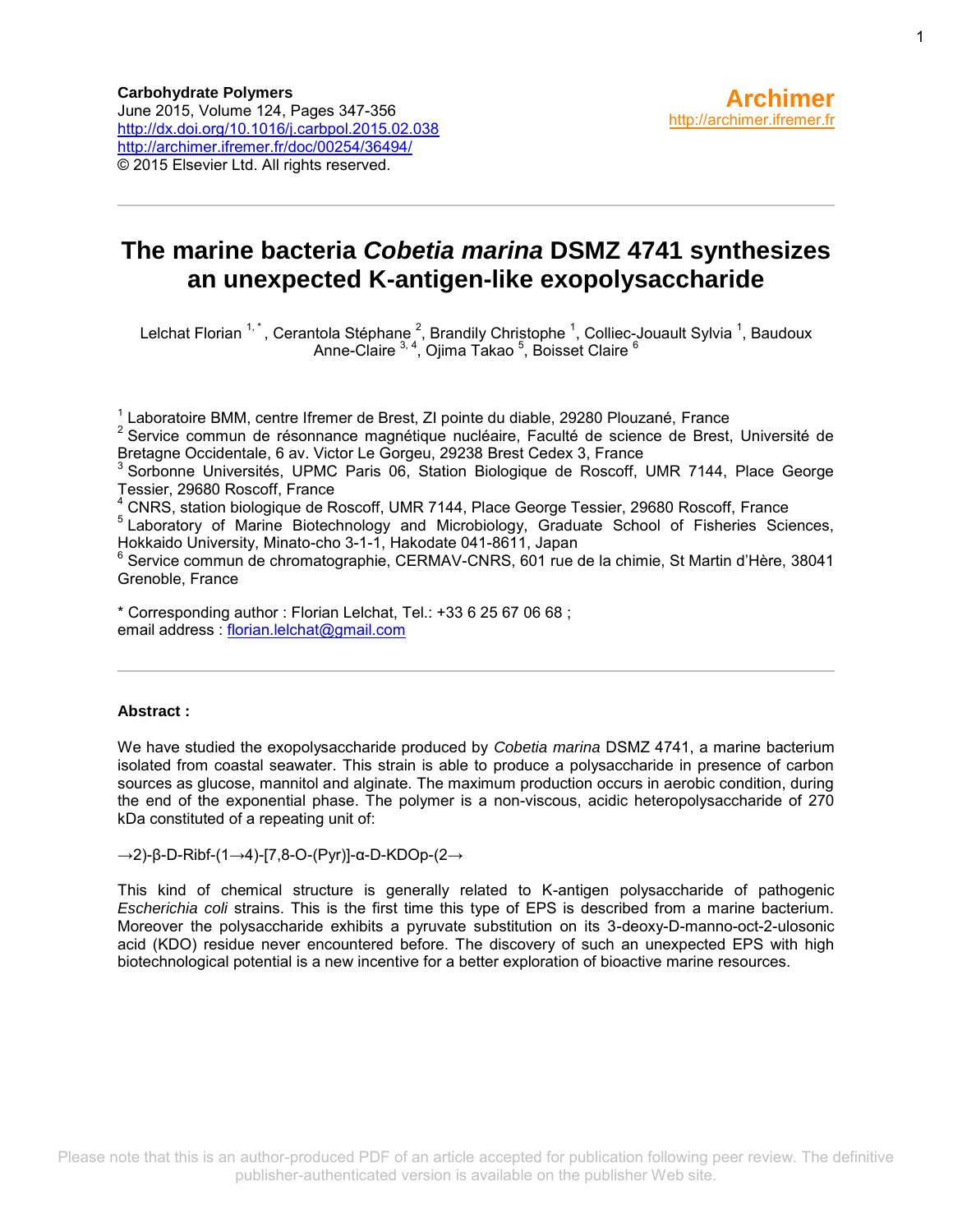**Carbohydrate Polymers**
June 2015, Volume 124, Pages 347-356
http://dx.doi.org/10.1016/j.carbpol.2015.02.038
http://archimer.ifremer.fr/doc/00254/36494/
© 2015 Elsevier Ltd. All rights reserved.

**Archimer**
http://archimer.ifremer.fr

# The marine bacteria *Cobetia marina* DSMZ 4741 synthesizes an unexpected K-antigen-like exopolysaccharide

Lelchat Florian [1,*], Cerantola Stéphane [2], Brandily Christophe [1], Colliec-Jouault Sylvia [1], Baudoux Anne-Claire [3,4], Ojima Takao [5], Boisset Claire [6]

[1] Laboratoire BMM, centre Ifremer de Brest, ZI pointe du diable, 29280 Plouzané, France
[2] Service commun de résonnance magnétique nucléaire, Faculté de science de Brest, Université de Bretagne Occidentale, 6 av. Victor Le Gorgeu, 29238 Brest Cedex 3, France
[3] Sorbonne Universités, UPMC Paris 06, Station Biologique de Roscoff, UMR 7144, Place George Tessier, 29680 Roscoff, France
[4] CNRS, station biologique de Roscoff, UMR 7144, Place George Tessier, 29680 Roscoff, France
[5] Laboratory of Marine Biotechnology and Microbiology, Graduate School of Fisheries Sciences, Hokkaido University, Minato-cho 3-1-1, Hakodate 041-8611, Japan
[6] Service commun de chromatographie, CERMAV-CNRS, 601 rue de la chimie, St Martin d'Hère, 38041 Grenoble, France

\* Corresponding author : Florian Lelchat, Tel.: +33 6 25 67 06 68 ;
email address : florian.lelchat@gmail.com

**Abstract :**

We have studied the exopolysaccharide produced by *Cobetia marina* DSMZ 4741, a marine bacterium isolated from coastal seawater. This strain is able to produce a polysaccharide in presence of carbon sources as glucose, mannitol and alginate. The maximum production occurs in aerobic condition, during the end of the exponential phase. The polymer is a non-viscous, acidic heteropolysaccharide of 270 kDa constituted of a repeating unit of:

→2)-β-D-Ribf-(1→4)-[7,8-O-(Pyr)]-α-D-KDOp-(2→

This kind of chemical structure is generally related to K-antigen polysaccharide of pathogenic *Escherichia coli* strains. This is the first time this type of EPS is described from a marine bacterium. Moreover the polysaccharide exhibits a pyruvate substitution on its 3-deoxy-D-manno-oct-2-ulosonic acid (KDO) residue never encountered before. The discovery of such an unexpected EPS with high biotechnological potential is a new incentive for a better exploration of bioactive marine resources.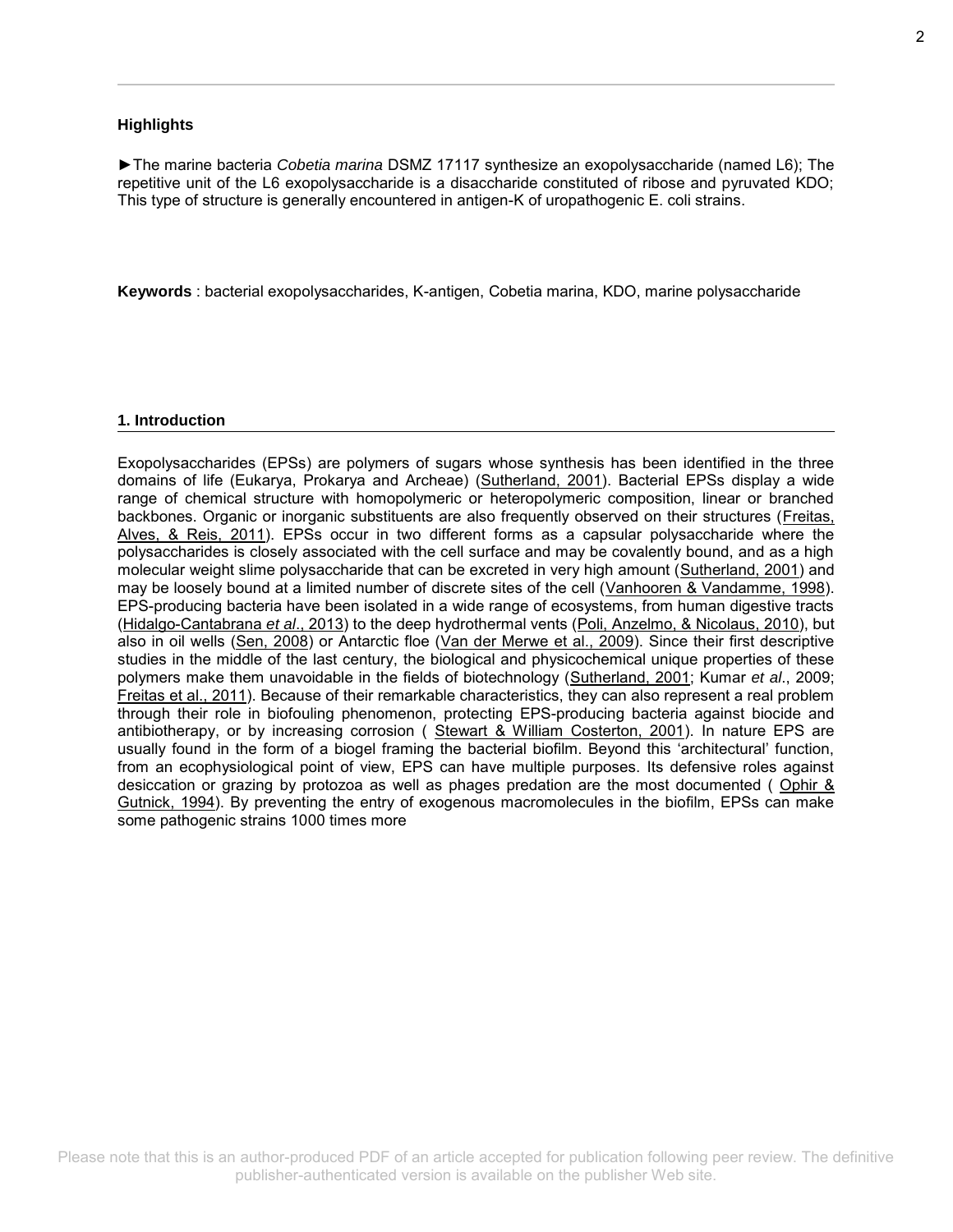**Highlights**

►The marine bacteria *Cobetia marina* DSMZ 17117 synthesize an exopolysaccharide (named L6); The repetitive unit of the L6 exopolysaccharide is a disaccharide constituted of ribose and pyruvated KDO; This type of structure is generally encountered in antigen-K of uropathogenic E. coli strains.

**Keywords** : bacterial exopolysaccharides, K-antigen, Cobetia marina, KDO, marine polysaccharide

## 1. Introduction

Exopolysaccharides (EPSs) are polymers of sugars whose synthesis has been identified in the three domains of life (Eukarya, Prokarya and Archeae) (Sutherland, 2001). Bacterial EPSs display a wide range of chemical structure with homopolymeric or heteropolymeric composition, linear or branched backbones. Organic or inorganic substituents are also frequently observed on their structures (Freitas, Alves, & Reis, 2011). EPSs occur in two different forms as a capsular polysaccharide where the polysaccharides is closely associated with the cell surface and may be covalently bound, and as a high molecular weight slime polysaccharide that can be excreted in very high amount (Sutherland, 2001) and may be loosely bound at a limited number of discrete sites of the cell (Vanhooren & Vandamme, 1998). EPS-producing bacteria have been isolated in a wide range of ecosystems, from human digestive tracts (Hidalgo-Cantabrana *et al*., 2013) to the deep hydrothermal vents (Poli, Anzelmo, & Nicolaus, 2010), but also in oil wells (Sen, 2008) or Antarctic floe (Van der Merwe et al., 2009). Since their first descriptive studies in the middle of the last century, the biological and physicochemical unique properties of these polymers make them unavoidable in the fields of biotechnology (Sutherland, 2001; Kumar *et al*., 2009; Freitas et al., 2011). Because of their remarkable characteristics, they can also represent a real problem through their role in biofouling phenomenon, protecting EPS-producing bacteria against biocide and antibiotherapy, or by increasing corrosion ( Stewart & William Costerton, 2001). In nature EPS are usually found in the form of a biogel framing the bacterial biofilm. Beyond this 'architectural' function, from an ecophysiological point of view, EPS can have multiple purposes. Its defensive roles against desiccation or grazing by protozoa as well as phages predation are the most documented ( Ophir & Gutnick, 1994). By preventing the entry of exogenous macromolecules in the biofilm, EPSs can make some pathogenic strains 1000 times more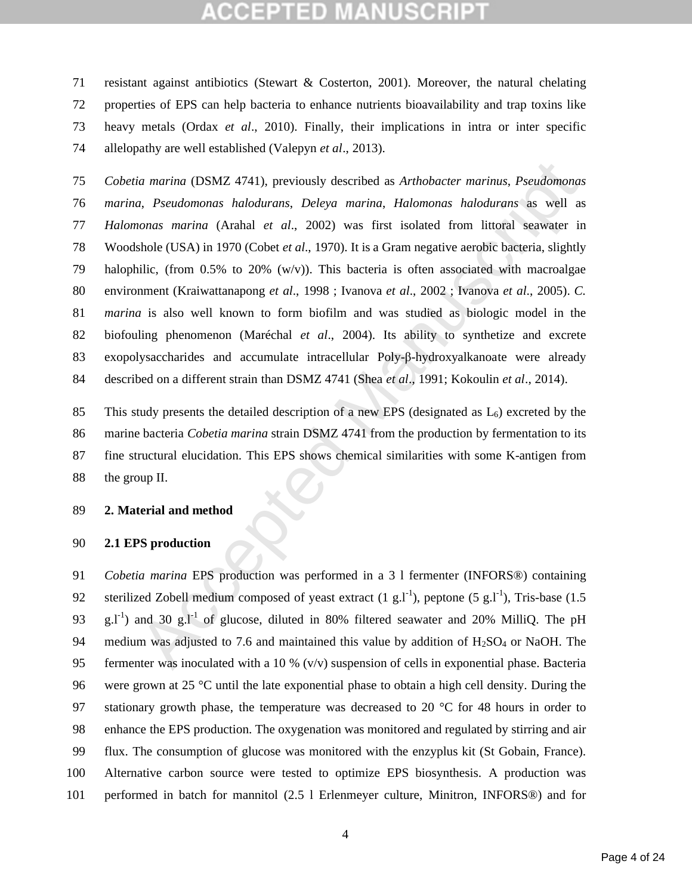resistant against antibiotics (Stewart & Costerton, 2001). Moreover, the natural chelating properties of EPS can help bacteria to enhance nutrients bioavailability and trap toxins like heavy metals (Ordax *et al*., 2010). Finally, their implications in intra or inter specific allelopathy are well established (Valepyn *et al*., 2013).

*Cobetia marina* (DSMZ 4741), previously described as *Arthobacter marinus*, *Pseudomonas marina*, *Pseudomonas halodurans*, *Deleya marina*, *Halomonas halodurans* as well as *Halomonas marina* (Arahal *et al*., 2002) was first isolated from littoral seawater in Woodshole (USA) in 1970 (Cobet *et al*., 1970). It is a Gram negative aerobic bacteria, slightly halophilic, (from 0.5% to 20% (w/v)). This bacteria is often associated with macroalgae environment (Kraiwattanapong *et al*., 1998 ; Ivanova *et al*., 2002 ; Ivanova *et al*., 2005). *C. marina* is also well known to form biofilm and was studied as biologic model in the biofouling phenomenon (Maréchal *et al*., 2004). Its ability to synthetize and excrete exopolysaccharides and accumulate intracellular Poly-β-hydroxyalkanoate were already described on a different strain than DSMZ 4741 (Shea *et al*., 1991; Kokoulin *et al*., 2014).

This study presents the detailed description of a new EPS (designated as $L_6$) excreted by the marine bacteria *Cobetia marina* strain DSMZ 4741 from the production by fermentation to its fine structural elucidation. This EPS shows chemical similarities with some K-antigen from the group II.

## 2. Material and method

### 2.1 EPS production

*Cobetia marina* EPS production was performed in a 3 l fermenter (INFORS®) containing sterilized Zobell medium composed of yeast extract (1 $g.l^{-1}$), peptone (5 $g.l^{-1}$), Tris-base (1.5 $g.l^{-1}$) and 30 $g.l^{-1}$ of glucose, diluted in 80% filtered seawater and 20% MilliQ. The pH medium was adjusted to 7.6 and maintained this value by addition of $H_2SO_4$ or NaOH. The fermenter was inoculated with a 10 % (v/v) suspension of cells in exponential phase. Bacteria were grown at 25 °C until the late exponential phase to obtain a high cell density. During the stationary growth phase, the temperature was decreased to 20 °C for 48 hours in order to enhance the EPS production. The oxygenation was monitored and regulated by stirring and air flux. The consumption of glucose was monitored with the enzyplus kit (St Gobain, France). Alternative carbon source were tested to optimize EPS biosynthesis. A production was performed in batch for mannitol (2.5 l Erlenmeyer culture, Minitron, INFORS®) and for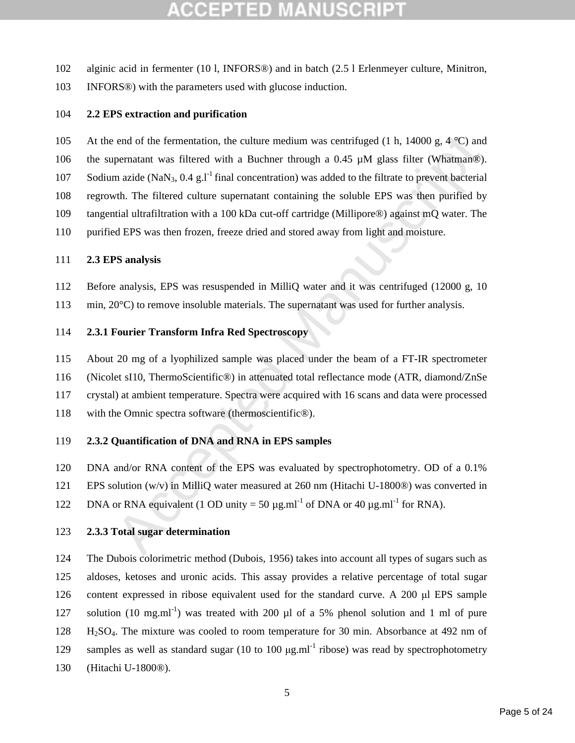alginic acid in fermenter (10 l, INFORS®) and in batch (2.5 l Erlenmeyer culture, Minitron, INFORS®) with the parameters used with glucose induction.

### 2.2 EPS extraction and purification

At the end of the fermentation, the culture medium was centrifuged (1 h, 14000 g, 4 °C) and the supernatant was filtered with a Buchner through a 0.45 μM glass filter (Whatman®). Sodium azide ($NaN_3$, 0.4 g.l$^{-1}$ final concentration) was added to the filtrate to prevent bacterial regrowth. The filtered culture supernatant containing the soluble EPS was then purified by tangential ultrafiltration with a 100 kDa cut-off cartridge (Millipore®) against mQ water. The purified EPS was then frozen, freeze dried and stored away from light and moisture.

### 2.3 EPS analysis

Before analysis, EPS was resuspended in MilliQ water and it was centrifuged (12000 g, 10 min, 20°C) to remove insoluble materials. The supernatant was used for further analysis.

#### 2.3.1 Fourier Transform Infra Red Spectroscopy

About 20 mg of a lyophilized sample was placed under the beam of a FT-IR spectrometer (Nicolet sI10, ThermoScientific®) in attenuated total reflectance mode (ATR, diamond/ZnSe crystal) at ambient temperature. Spectra were acquired with 16 scans and data were processed with the Omnic spectra software (thermoscientific®).

#### 2.3.2 Quantification of DNA and RNA in EPS samples

DNA and/or RNA content of the EPS was evaluated by spectrophotometry. OD of a 0.1% EPS solution (w/v) in MilliQ water measured at 260 nm (Hitachi U-1800®) was converted in DNA or RNA equivalent (1 OD unity = 50 µg.ml$^{-1}$ of DNA or 40 µg.ml$^{-1}$ for RNA).

#### 2.3.3 Total sugar determination

The Dubois colorimetric method (Dubois, 1956) takes into account all types of sugars such as aldoses, ketoses and uronic acids. This assay provides a relative percentage of total sugar content expressed in ribose equivalent used for the standard curve. A 200 μl EPS sample solution (10 mg.ml$^{-1}$) was treated with 200 µl of a 5% phenol solution and 1 ml of pure $H_2SO_4$. The mixture was cooled to room temperature for 30 min. Absorbance at 492 nm of samples as well as standard sugar (10 to 100 μg.ml$^{-1}$ ribose) was read by spectrophotometry (Hitachi U-1800®).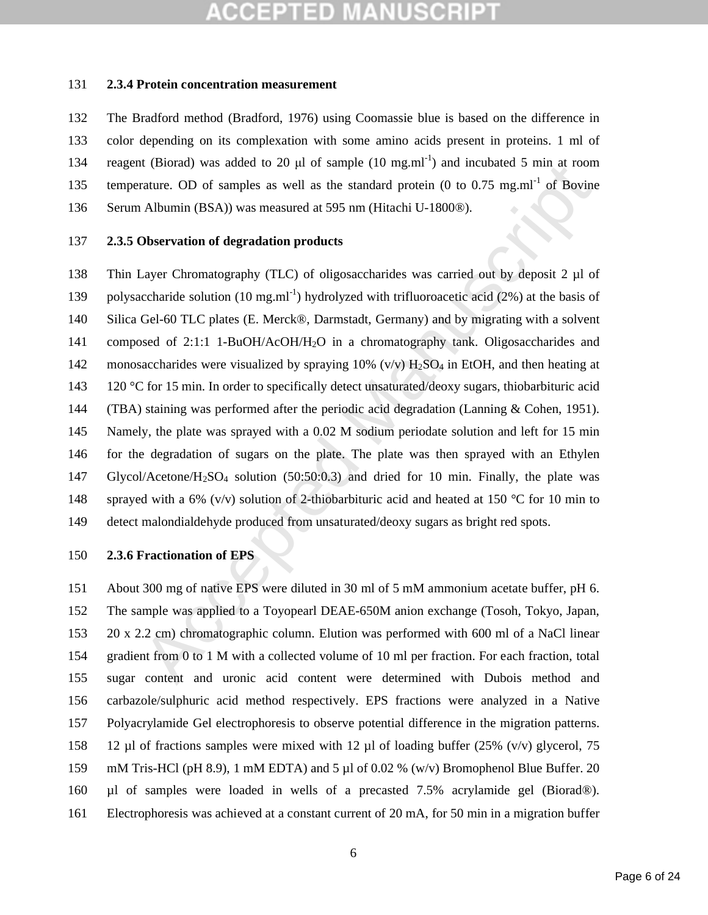### 2.3.4 Protein concentration measurement

The Bradford method (Bradford, 1976) using Coomassie blue is based on the difference in color depending on its complexation with some amino acids present in proteins. 1 ml of reagent (Biorad) was added to 20 µl of sample (10 $mg.ml^{-1}$) and incubated 5 min at room temperature. OD of samples as well as the standard protein (0 to 0.75 $mg.ml^{-1}$ of Bovine Serum Albumin (BSA)) was measured at 595 nm (Hitachi U-1800®).

### 2.3.5 Observation of degradation products

Thin Layer Chromatography (TLC) of oligosaccharides was carried out by deposit 2 µl of polysaccharide solution (10 $mg.ml^{-1}$) hydrolyzed with trifluoroacetic acid (2%) at the basis of Silica Gel-60 TLC plates (E. Merck®, Darmstadt, Germany) and by migrating with a solvent composed of 2:1:1 1-BuOH/AcOH/$H_2O$ in a chromatography tank. Oligosaccharides and monosaccharides were visualized by spraying 10% (v/v) $H_2SO_4$ in EtOH, and then heating at 120 °C for 15 min. In order to specifically detect unsaturated/deoxy sugars, thiobarbituric acid (TBA) staining was performed after the periodic acid degradation (Lanning & Cohen, 1951). Namely, the plate was sprayed with a 0.02 M sodium periodate solution and left for 15 min for the degradation of sugars on the plate. The plate was then sprayed with an Ethylen Glycol/Acetone/$H_2SO_4$ solution (50:50:0.3) and dried for 10 min. Finally, the plate was sprayed with a 6% (v/v) solution of 2-thiobarbituric acid and heated at 150 °C for 10 min to detect malondialdehyde produced from unsaturated/deoxy sugars as bright red spots.

### 2.3.6 Fractionation of EPS

About 300 mg of native EPS were diluted in 30 ml of 5 mM ammonium acetate buffer, pH 6. The sample was applied to a Toyopearl DEAE-650M anion exchange (Tosoh, Tokyo, Japan, 20 x 2.2 cm) chromatographic column. Elution was performed with 600 ml of a NaCl linear gradient from 0 to 1 M with a collected volume of 10 ml per fraction. For each fraction, total sugar content and uronic acid content were determined with Dubois method and carbazole/sulphuric acid method respectively. EPS fractions were analyzed in a Native Polyacrylamide Gel electrophoresis to observe potential difference in the migration patterns. 12 µl of fractions samples were mixed with 12 µl of loading buffer (25% (v/v) glycerol, 75 mM Tris-HCl (pH 8.9), 1 mM EDTA) and 5 µl of 0.02 % (w/v) Bromophenol Blue Buffer. 20 µl of samples were loaded in wells of a precasted 7.5% acrylamide gel (Biorad®). Electrophoresis was achieved at a constant current of 20 mA, for 50 min in a migration buffer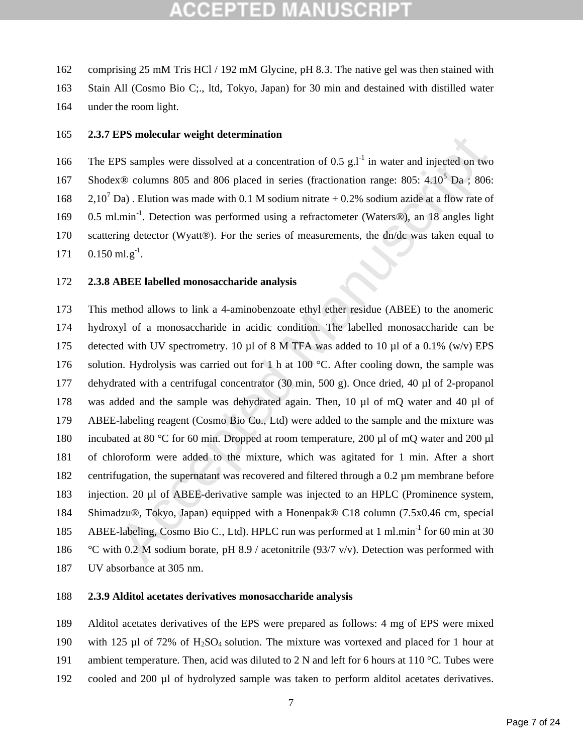comprising 25 mM Tris HCl / 192 mM Glycine, pH 8.3. The native gel was then stained with Stain All (Cosmo Bio C;., ltd, Tokyo, Japan) for 30 min and destained with distilled water under the room light.

### 2.3.7 EPS molecular weight determination

The EPS samples were dissolved at a concentration of 0.5 g.l$^{-1}$ in water and injected on two Shodex® columns 805 and 806 placed in series (fractionation range: 805: 4.10$^{5}$ Da ; 806: 2,10$^{7}$ Da) . Elution was made with 0.1 M sodium nitrate + 0.2% sodium azide at a flow rate of 0.5 ml.min$^{-1}$. Detection was performed using a refractometer (Waters®), an 18 angles light scattering detector (Wyatt®). For the series of measurements, the dn/dc was taken equal to 0.150 ml.g$^{-1}$.

### 2.3.8 ABEE labelled monosaccharide analysis

This method allows to link a 4-aminobenzoate ethyl ether residue (ABEE) to the anomeric hydroxyl of a monosaccharide in acidic condition. The labelled monosaccharide can be detected with UV spectrometry. 10 µl of 8 M TFA was added to 10 µl of a 0.1% (w/v) EPS solution. Hydrolysis was carried out for 1 h at 100 °C. After cooling down, the sample was dehydrated with a centrifugal concentrator (30 min, 500 g). Once dried, 40 µl of 2-propanol was added and the sample was dehydrated again. Then, 10 µl of mQ water and 40 µl of ABEE-labeling reagent (Cosmo Bio Co., Ltd) were added to the sample and the mixture was incubated at 80 °C for 60 min. Dropped at room temperature, 200 µl of mQ water and 200 µl of chloroform were added to the mixture, which was agitated for 1 min. After a short centrifugation, the supernatant was recovered and filtered through a 0.2 µm membrane before injection. 20 µl of ABEE-derivative sample was injected to an HPLC (Prominence system, Shimadzu®, Tokyo, Japan) equipped with a Honenpak® C18 column (7.5x0.46 cm, special ABEE-labeling, Cosmo Bio C., Ltd). HPLC run was performed at 1 ml.min$^{-1}$ for 60 min at 30 °C with 0.2 M sodium borate, pH 8.9 / acetonitrile (93/7 v/v). Detection was performed with UV absorbance at 305 nm.

### 2.3.9 Alditol acetates derivatives monosaccharide analysis

Alditol acetates derivatives of the EPS were prepared as follows: 4 mg of EPS were mixed with 125 µl of 72% of $H_2SO_4$ solution. The mixture was vortexed and placed for 1 hour at ambient temperature. Then, acid was diluted to 2 N and left for 6 hours at 110 °C. Tubes were cooled and 200 µl of hydrolyzed sample was taken to perform alditol acetates derivatives.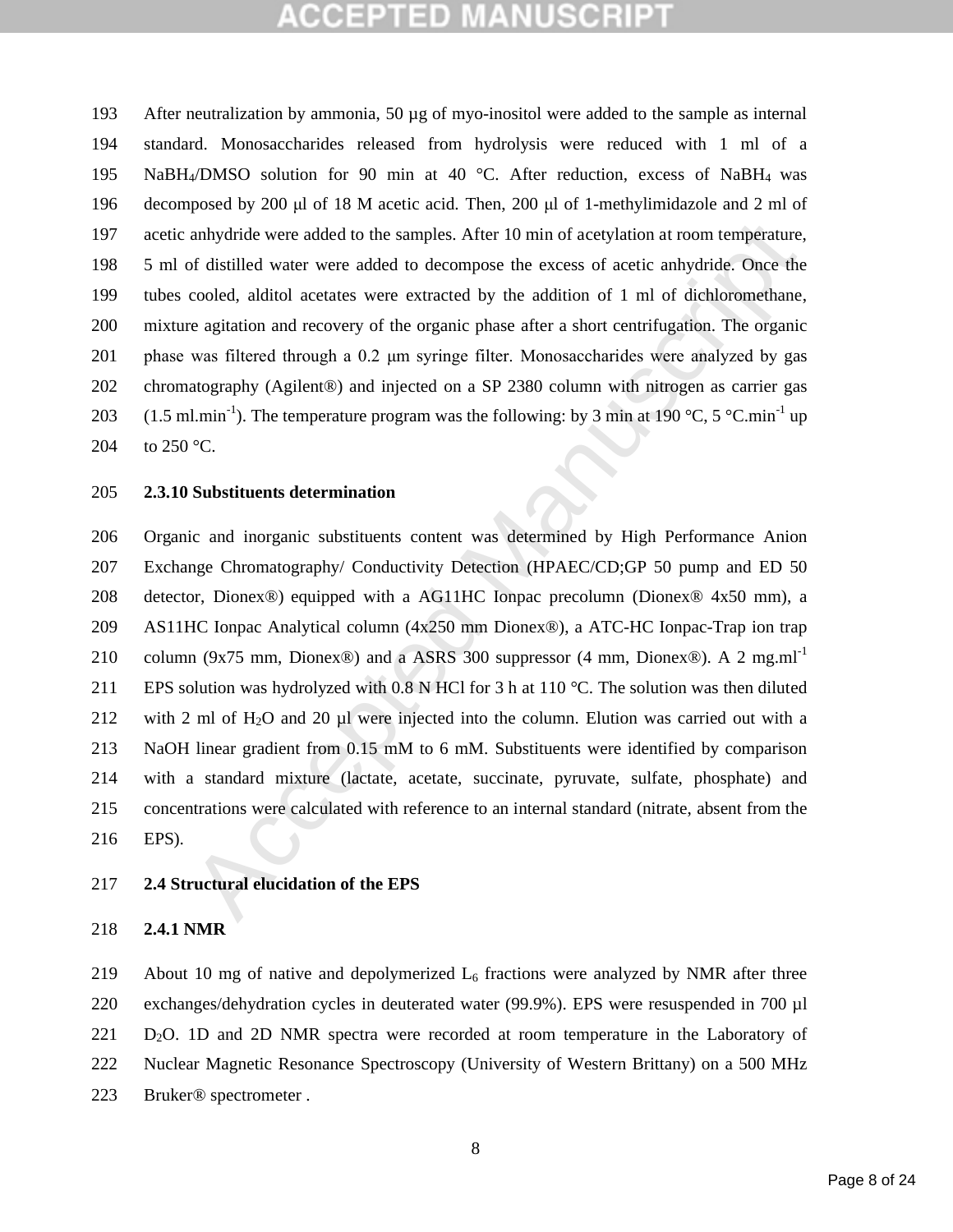After neutralization by ammonia, 50 µg of myo-inositol were added to the sample as internal standard. Monosaccharides released from hydrolysis were reduced with 1 ml of a $NaBH_4$/DMSO solution for 90 min at 40 °C. After reduction, excess of $NaBH_4$ was decomposed by 200 µl of 18 M acetic acid. Then, 200 µl of 1-methylimidazole and 2 ml of acetic anhydride were added to the samples. After 10 min of acetylation at room temperature, 5 ml of distilled water were added to decompose the excess of acetic anhydride. Once the tubes cooled, alditol acetates were extracted by the addition of 1 ml of dichloromethane, mixture agitation and recovery of the organic phase after a short centrifugation. The organic phase was filtered through a 0.2 µm syringe filter. Monosaccharides were analyzed by gas chromatography (Agilent®) and injected on a SP 2380 column with nitrogen as carrier gas (1.5 ml.min$^{-1}$). The temperature program was the following: by 3 min at 190 °C, 5 °C.min$^{-1}$ up to 250 °C.

### 2.3.10 Substituents determination

Organic and inorganic substituents content was determined by High Performance Anion Exchange Chromatography/ Conductivity Detection (HPAEC/CD;GP 50 pump and ED 50 detector, Dionex®) equipped with a AG11HC Ionpac precolumn (Dionex® 4x50 mm), a AS11HC Ionpac Analytical column (4x250 mm Dionex®), a ATC-HC Ionpac-Trap ion trap column (9x75 mm, Dionex®) and a ASRS 300 suppressor (4 mm, Dionex®). A 2 mg.ml$^{-1}$ EPS solution was hydrolyzed with 0.8 N HCl for 3 h at 110 °C. The solution was then diluted with 2 ml of $H_2O$ and 20 µl were injected into the column. Elution was carried out with a NaOH linear gradient from 0.15 mM to 6 mM. Substituents were identified by comparison with a standard mixture (lactate, acetate, succinate, pyruvate, sulfate, phosphate) and concentrations were calculated with reference to an internal standard (nitrate, absent from the EPS).

## 2.4 Structural elucidation of the EPS

### 2.4.1 NMR

About 10 mg of native and depolymerized $L_6$ fractions were analyzed by NMR after three exchanges/dehydration cycles in deuterated water (99.9%). EPS were resuspended in 700 µl $D_2O$. 1D and 2D NMR spectra were recorded at room temperature in the Laboratory of Nuclear Magnetic Resonance Spectroscopy (University of Western Brittany) on a 500 MHz Bruker® spectrometer .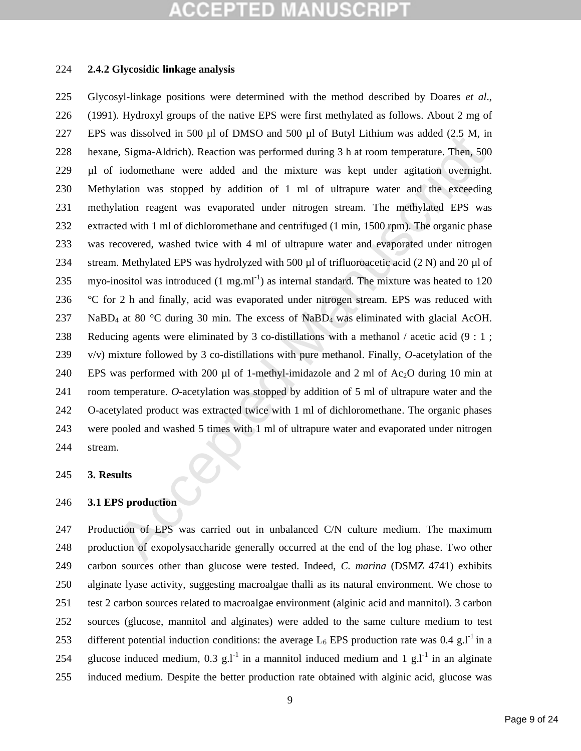### 2.4.2 Glycosidic linkage analysis

Glycosyl-linkage positions were determined with the method described by Doares *et al*., (1991). Hydroxyl groups of the native EPS were first methylated as follows. About 2 mg of EPS was dissolved in 500 µl of DMSO and 500 µl of Butyl Lithium was added (2.5 M, in hexane, Sigma-Aldrich). Reaction was performed during 3 h at room temperature. Then, 500 µl of iodomethane were added and the mixture was kept under agitation overnight. Methylation was stopped by addition of 1 ml of ultrapure water and the exceeding methylation reagent was evaporated under nitrogen stream. The methylated EPS was extracted with 1 ml of dichloromethane and centrifuged (1 min, 1500 rpm). The organic phase was recovered, washed twice with 4 ml of ultrapure water and evaporated under nitrogen stream. Methylated EPS was hydrolyzed with 500 µl of trifluoroacetic acid (2 N) and 20 µl of myo-inositol was introduced (1 $mg.ml^{-1}$) as internal standard. The mixture was heated to 120 °C for 2 h and finally, acid was evaporated under nitrogen stream. EPS was reduced with $NaBD_4$ at 80 °C during 30 min. The excess of $NaBD_4$ was eliminated with glacial AcOH. Reducing agents were eliminated by 3 co-distillations with a methanol / acetic acid (9 : 1 ; v/v) mixture followed by 3 co-distillations with pure methanol. Finally, *O*-acetylation of the EPS was performed with 200 µl of 1-methyl-imidazole and 2 ml of $Ac_2O$ during 10 min at room temperature. *O*-acetylation was stopped by addition of 5 ml of ultrapure water and the O-acetylated product was extracted twice with 1 ml of dichloromethane. The organic phases were pooled and washed 5 times with 1 ml of ultrapure water and evaporated under nitrogen stream.

## 3. Results

### 3.1 EPS production

Production of EPS was carried out in unbalanced C/N culture medium. The maximum production of exopolysaccharide generally occurred at the end of the log phase. Two other carbon sources other than glucose were tested. Indeed, *C. marina* (DSMZ 4741) exhibits alginate lyase activity, suggesting macroalgae thalli as its natural environment. We chose to test 2 carbon sources related to macroalgae environment (alginic acid and mannitol). 3 carbon sources (glucose, mannitol and alginates) were added to the same culture medium to test different potential induction conditions: the average $L_6$ EPS production rate was 0.4 $g.l^{-1}$ in a glucose induced medium, 0.3 $g.l^{-1}$ in a mannitol induced medium and 1 $g.l^{-1}$ in an alginate induced medium. Despite the better production rate obtained with alginic acid, glucose was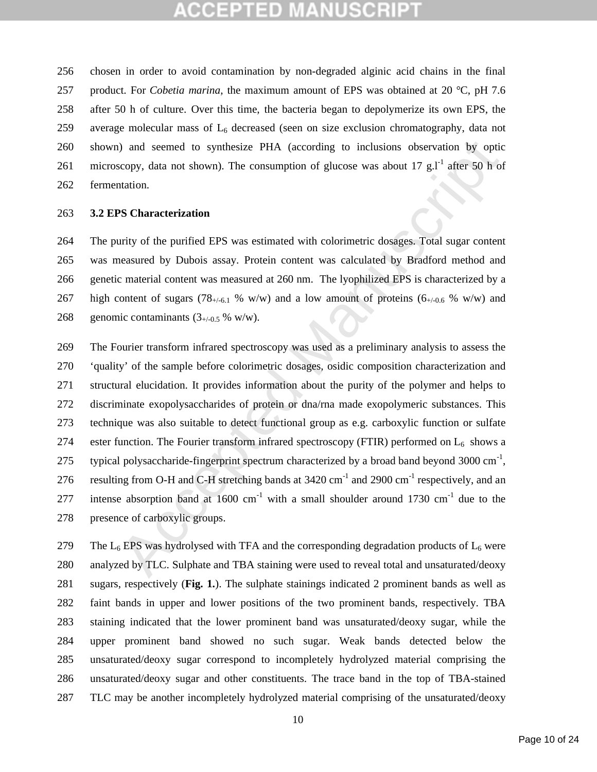chosen in order to avoid contamination by non-degraded alginic acid chains in the final product. For *Cobetia marina*, the maximum amount of EPS was obtained at 20 °C, pH 7.6 after 50 h of culture. Over this time, the bacteria began to depolymerize its own EPS, the average molecular mass of $L_6$ decreased (seen on size exclusion chromatography, data not shown) and seemed to synthesize PHA (according to inclusions observation by optic microscopy, data not shown). The consumption of glucose was about 17 $g.l^{-1}$ after 50 h of fermentation.

### 3.2 EPS Characterization

The purity of the purified EPS was estimated with colorimetric dosages. Total sugar content was measured by Dubois assay. Protein content was calculated by Bradford method and genetic material content was measured at 260 nm. The lyophilized EPS is characterized by a high content of sugars ($78_{+/-6.1}$ % w/w) and a low amount of proteins ($6_{+/-0.6}$ % w/w) and genomic contaminants ($3_{+/-0.5}$ % w/w).

The Fourier transform infrared spectroscopy was used as a preliminary analysis to assess the 'quality' of the sample before colorimetric dosages, osidic composition characterization and structural elucidation. It provides information about the purity of the polymer and helps to discriminate exopolysaccharides of protein or dna/rna made exopolymeric substances. This technique was also suitable to detect functional group as e.g. carboxylic function or sulfate ester function. The Fourier transform infrared spectroscopy (FTIR) performed on $L_6$ shows a typical polysaccharide-fingerprint spectrum characterized by a broad band beyond 3000 $cm^{-1}$, resulting from O-H and C-H stretching bands at 3420 $cm^{-1}$ and 2900 $cm^{-1}$ respectively, and an intense absorption band at 1600 $cm^{-1}$ with a small shoulder around 1730 $cm^{-1}$ due to the presence of carboxylic groups.

The $L_6$ EPS was hydrolysed with TFA and the corresponding degradation products of $L_6$ were analyzed by TLC. Sulphate and TBA staining were used to reveal total and unsaturated/deoxy sugars, respectively (**Fig. 1.**). The sulphate stainings indicated 2 prominent bands as well as faint bands in upper and lower positions of the two prominent bands, respectively. TBA staining indicated that the lower prominent band was unsaturated/deoxy sugar, while the upper prominent band showed no such sugar. Weak bands detected below the unsaturated/deoxy sugar correspond to incompletely hydrolyzed material comprising the unsaturated/deoxy sugar and other constituents. The trace band in the top of TBA-stained TLC may be another incompletely hydrolyzed material comprising of the unsaturated/deoxy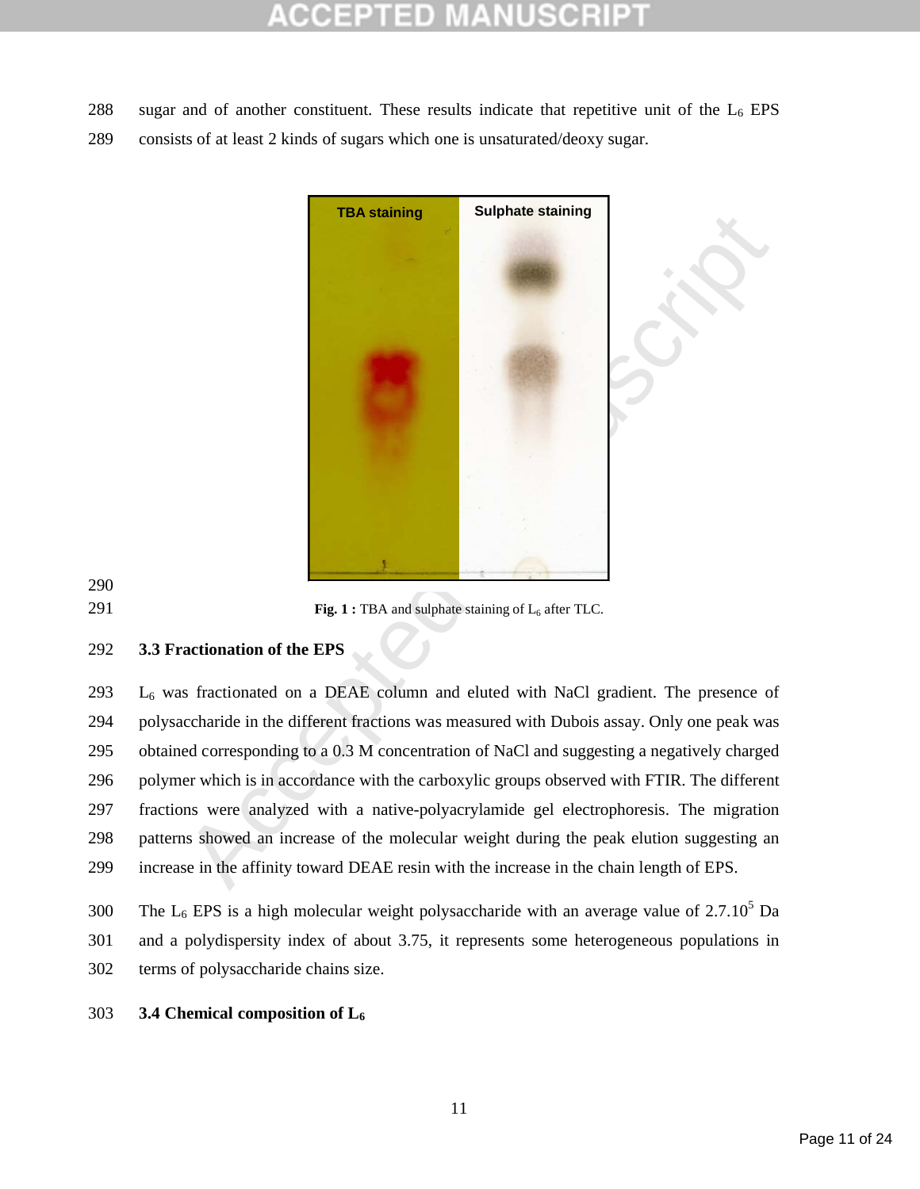sugar and of another constituent. These results indicate that repetitive unit of the $L_6$ EPS consists of at least 2 kinds of sugars which one is unsaturated/deoxy sugar.

**Fig. 1 :** TBA and sulphate staining of $L_6$ after TLC.

### 3.3 Fractionation of the EPS

$L_6$ was fractionated on a DEAE column and eluted with NaCl gradient. The presence of polysaccharide in the different fractions was measured with Dubois assay. Only one peak was obtained corresponding to a 0.3 M concentration of NaCl and suggesting a negatively charged polymer which is in accordance with the carboxylic groups observed with FTIR. The different fractions were analyzed with a native-polyacrylamide gel electrophoresis. The migration patterns showed an increase of the molecular weight during the peak elution suggesting an increase in the affinity toward DEAE resin with the increase in the chain length of EPS.

The $L_6$ EPS is a high molecular weight polysaccharide with an average value of $2.7.10^5$ Da and a polydispersity index of about 3.75, it represents some heterogeneous populations in terms of polysaccharide chains size.

### 3.4 Chemical composition of $L_6$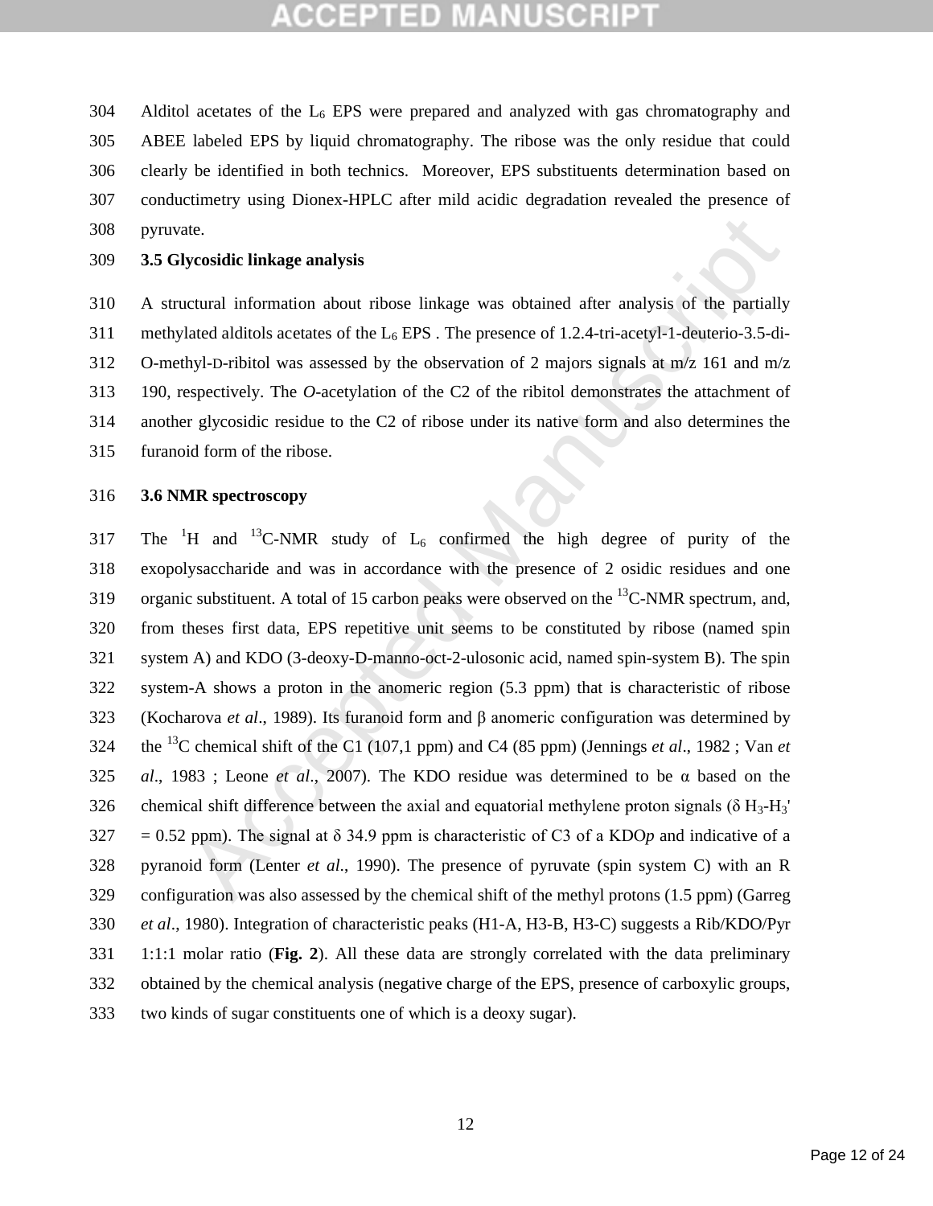Alditol acetates of the $L_6$ EPS were prepared and analyzed with gas chromatography and ABEE labeled EPS by liquid chromatography. The ribose was the only residue that could clearly be identified in both technics. Moreover, EPS substituents determination based on conductimetry using Dionex-HPLC after mild acidic degradation revealed the presence of pyruvate.

### 3.5 Glycosidic linkage analysis

A structural information about ribose linkage was obtained after analysis of the partially methylated alditols acetates of the $L_6$ EPS . The presence of 1.2.4-tri-acetyl-1-deuterio-3.5-di-O-methyl-D-ribitol was assessed by the observation of 2 majors signals at m/z 161 and m/z 190, respectively. The *O*-acetylation of the C2 of the ribitol demonstrates the attachment of another glycosidic residue to the C2 of ribose under its native form and also determines the furanoid form of the ribose.

### 3.6 NMR spectroscopy

The $^{1}H$ and $^{13}C$-NMR study of $L_6$ confirmed the high degree of purity of the exopolysaccharide and was in accordance with the presence of 2 osidic residues and one organic substituent. A total of 15 carbon peaks were observed on the $^{13}C$-NMR spectrum, and, from theses first data, EPS repetitive unit seems to be constituted by ribose (named spin system A) and KDO (3-deoxy-D-manno-oct-2-ulosonic acid, named spin-system B). The spin system-A shows a proton in the anomeric region (5.3 ppm) that is characteristic of ribose (Kocharova *et al*., 1989). Its furanoid form and β anomeric configuration was determined by the $^{13}C$ chemical shift of the C1 (107,1 ppm) and C4 (85 ppm) (Jennings *et al*., 1982 ; Van *et al*., 1983 ; Leone *et al*., 2007). The KDO residue was determined to be α based on the chemical shift difference between the axial and equatorial methylene proton signals ($\delta$ $H_3$-$H_3'$ = 0.52 ppm). The signal at $\delta$ 34.9 ppm is characteristic of C3 of a KDO*p* and indicative of a pyranoid form (Lenter *et al*., 1990). The presence of pyruvate (spin system C) with an R configuration was also assessed by the chemical shift of the methyl protons (1.5 ppm) (Garreg *et al*., 1980). Integration of characteristic peaks (H1-A, H3-B, H3-C) suggests a Rib/KDO/Pyr 1:1:1 molar ratio (**Fig. 2**). All these data are strongly correlated with the data preliminary obtained by the chemical analysis (negative charge of the EPS, presence of carboxylic groups, two kinds of sugar constituents one of which is a deoxy sugar).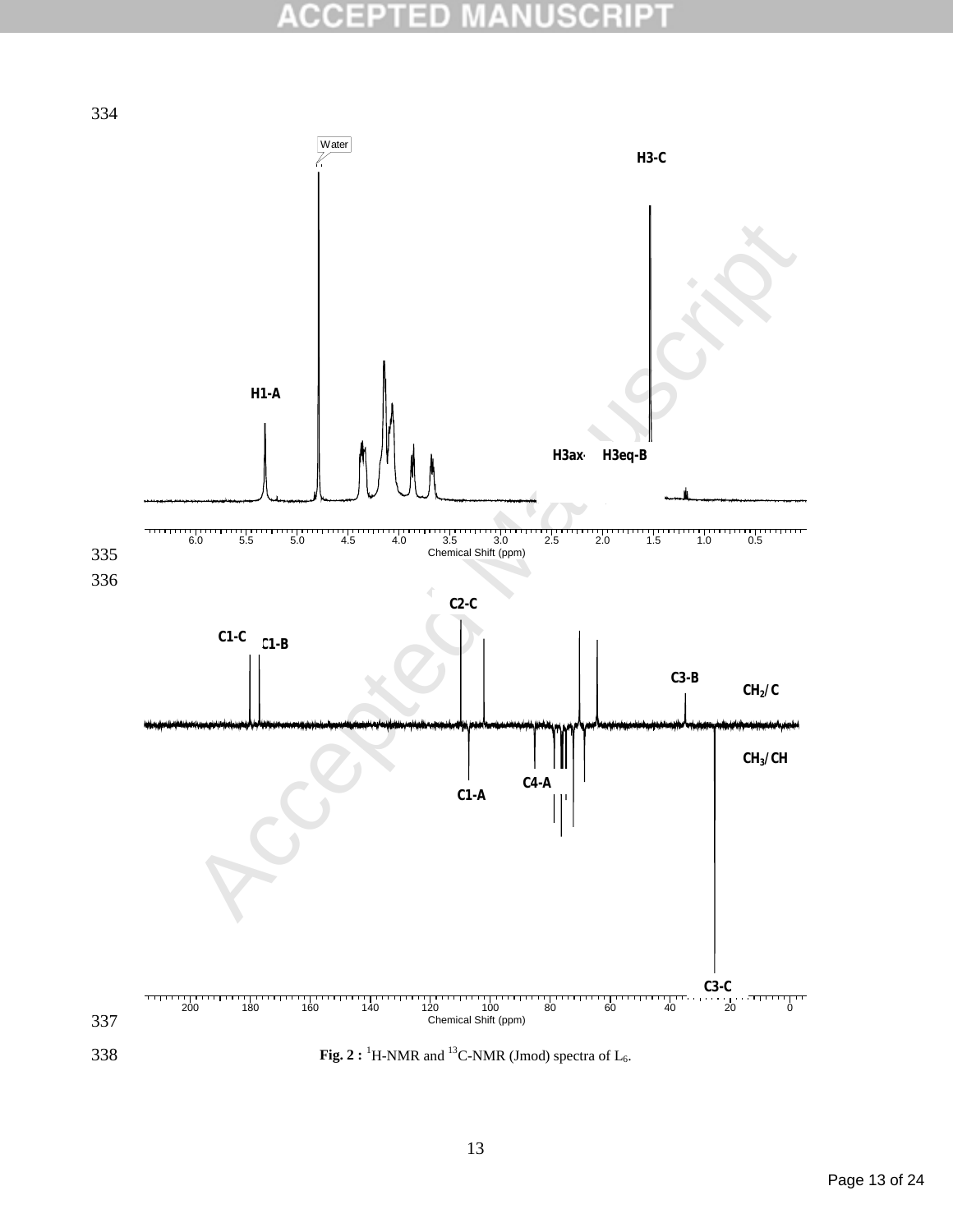Fig. 2 : [1]H-NMR and [13]C-NMR (Jmod) spectra of $L_6$.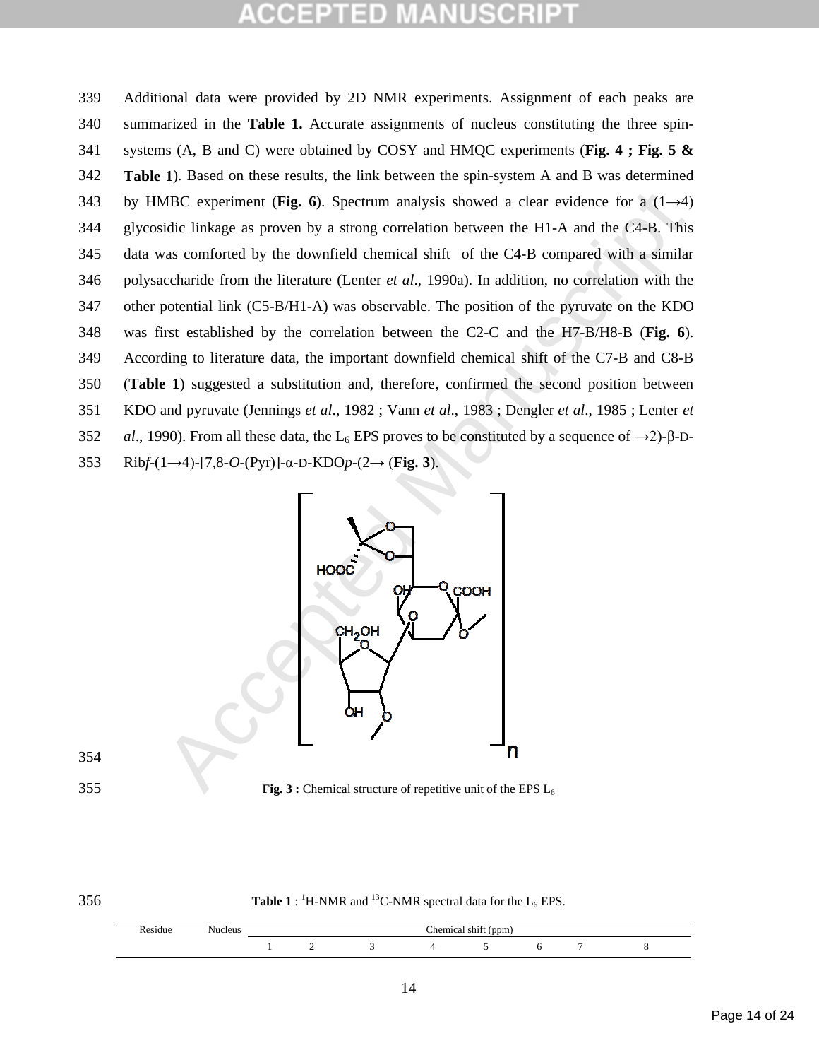Additional data were provided by 2D NMR experiments. Assignment of each peaks are summarized in the **Table 1.** Accurate assignments of nucleus constituting the three spin-systems (A, B and C) were obtained by COSY and HMQC experiments (**Fig. 4 ; Fig. 5 & Table 1**). Based on these results, the link between the spin-system A and B was determined by HMBC experiment (**Fig. 6**). Spectrum analysis showed a clear evidence for a (1→4) glycosidic linkage as proven by a strong correlation between the H1-A and the C4-B. This data was comforted by the downfield chemical shift of the C4-B compared with a similar polysaccharide from the literature (Lenter *et al*., 1990a). In addition, no correlation with the other potential link (C5-B/H1-A) was observable. The position of the pyruvate on the KDO was first established by the correlation between the C2-C and the H7-B/H8-B (**Fig. 6**). According to literature data, the important downfield chemical shift of the C7-B and C8-B (**Table 1**) suggested a substitution and, therefore, confirmed the second position between KDO and pyruvate (Jennings *et al*., 1982 ; Vann *et al*., 1983 ; Dengler *et al*., 1985 ; Lenter *et al*., 1990). From all these data, the $L_6$ EPS proves to be constituted by a sequence of →2)-β-D-Rib*f*-(1→4)-[7,8-*O*-(Pyr)]-α-D-KDO*p*-(2→ (**Fig. 3**).

**Fig. 3 :** Chemical structure of repetitive unit of the EPS $L_6$

**Table 1** : $^1$H-NMR and $^{13}$C-NMR spectral data for the $L_6$ EPS.

| Residue | Nucleus | Chemical shift (ppm) | | | | | | | |
|---|---|---|---|---|---|---|---|---|---|
| | | 1 | 2 | 3 | 4 | 5 | 6 | 7 | 8 |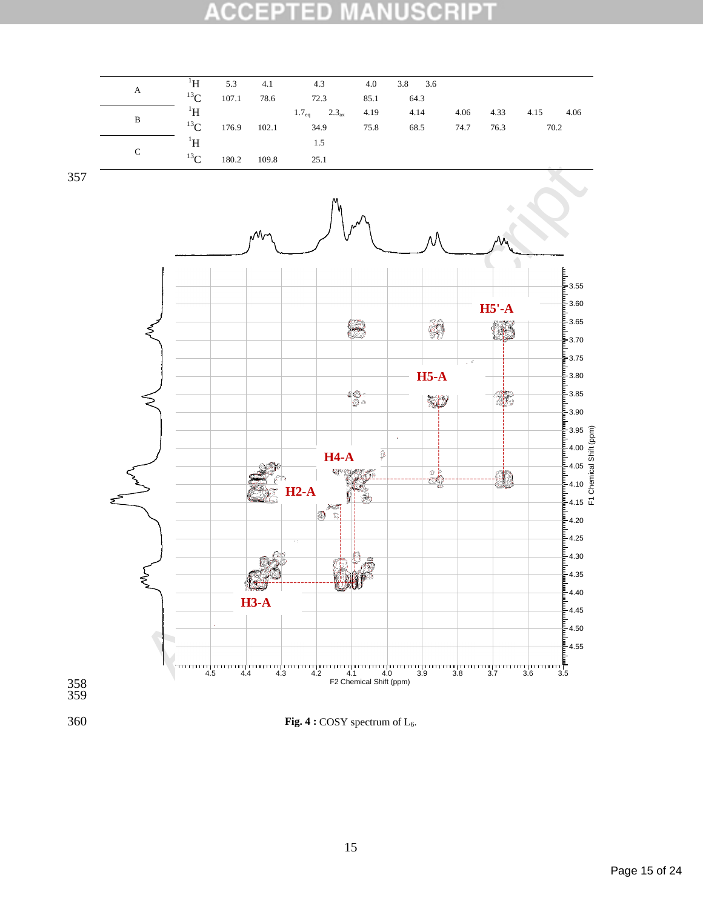| | | | | | | | | | | | |
|---|---|---|---|---|---|---|---|---|---|---|---|
| A | $^{1}H$ | 5.3 | 4.1 | 4.3 | | 4.0 | 3.8 3.6 | | | | |
| | $^{13}C$ | 107.1 | 78.6 | 72.3 | | 85.1 | 64.3 | | | | |
| B | $^{1}H$ | | | $1.7_{eq}$ | $2.3_{ax}$ | 4.19 | 4.14 | 4.06 | 4.33 | 4.15 | 4.06 |
| | $^{13}C$ | 176.9 | 102.1 | 34.9 | | 75.8 | 68.5 | 74.7 | 76.3 | 70.2 | |
| C | $^{1}H$ | | | 1.5 | | | | | | | |
| | $^{13}C$ | 180.2 | 109.8 | 25.1 | | | | | | | |

**Fig. 4 :** COSY spectrum of $L_6$.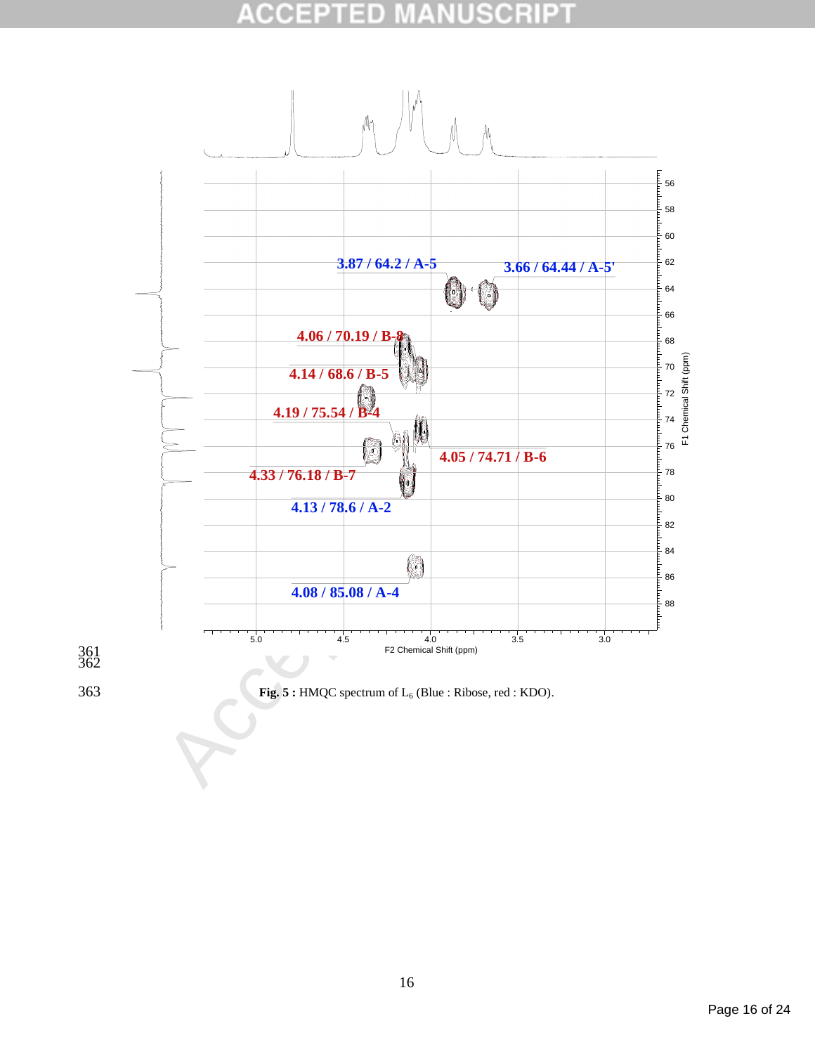3.87 / 64.2 / A-5

3.66 / 64.44 / A-5'

4.06 / 70.19 / B-8

4.14 / 68.6 / B-5

4.19 / 75.54 / B-4

4.05 / 74.71 / B-6

4.33 / 76.18 / B-7

4.13 / 78.6 / A-2

4.08 / 85.08 / A-4

F2 Chemical Shift (ppm)

F1 Chemical Shift (ppm)

**Fig. 5 :** HMQC spectrum of $L_6$ (Blue : Ribose, red : KDO).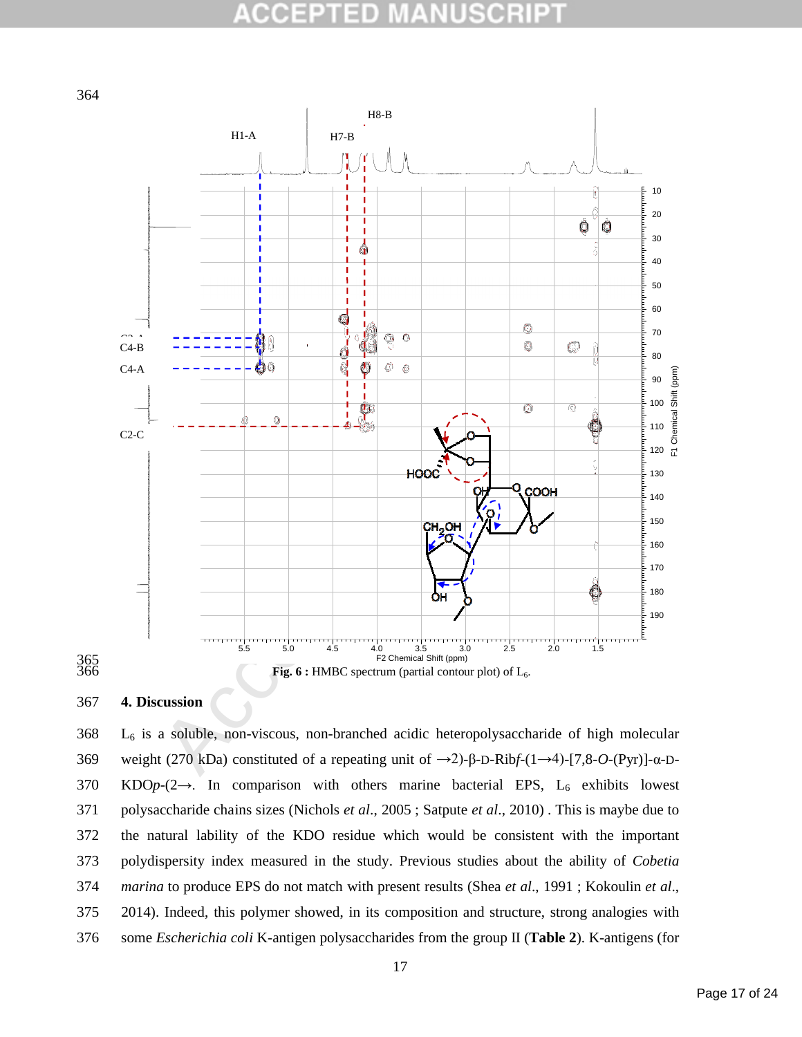Fig. 6 : HMBC spectrum (partial contour plot) of $L_6$.

## 4. Discussion

$L_6$ is a soluble, non-viscous, non-branched acidic heteropolysaccharide of high molecular weight (270 kDa) constituted of a repeating unit of →2)-β-D-Rib*f*-(1→4)-[7,8-*O*-(Pyr)]-α-D-KDO*p*-(2→. In comparison with others marine bacterial EPS, $L_6$ exhibits lowest polysaccharide chains sizes (Nichols *et al*., 2005 ; Satpute *et al*., 2010) . This is maybe due to the natural lability of the KDO residue which would be consistent with the important polydispersity index measured in the study. Previous studies about the ability of *Cobetia marina* to produce EPS do not match with present results (Shea *et al*., 1991 ; Kokoulin *et al*., 2014). Indeed, this polymer showed, in its composition and structure, strong analogies with some *Escherichia coli* K-antigen polysaccharides from the group II (**Table 2**). K-antigens (for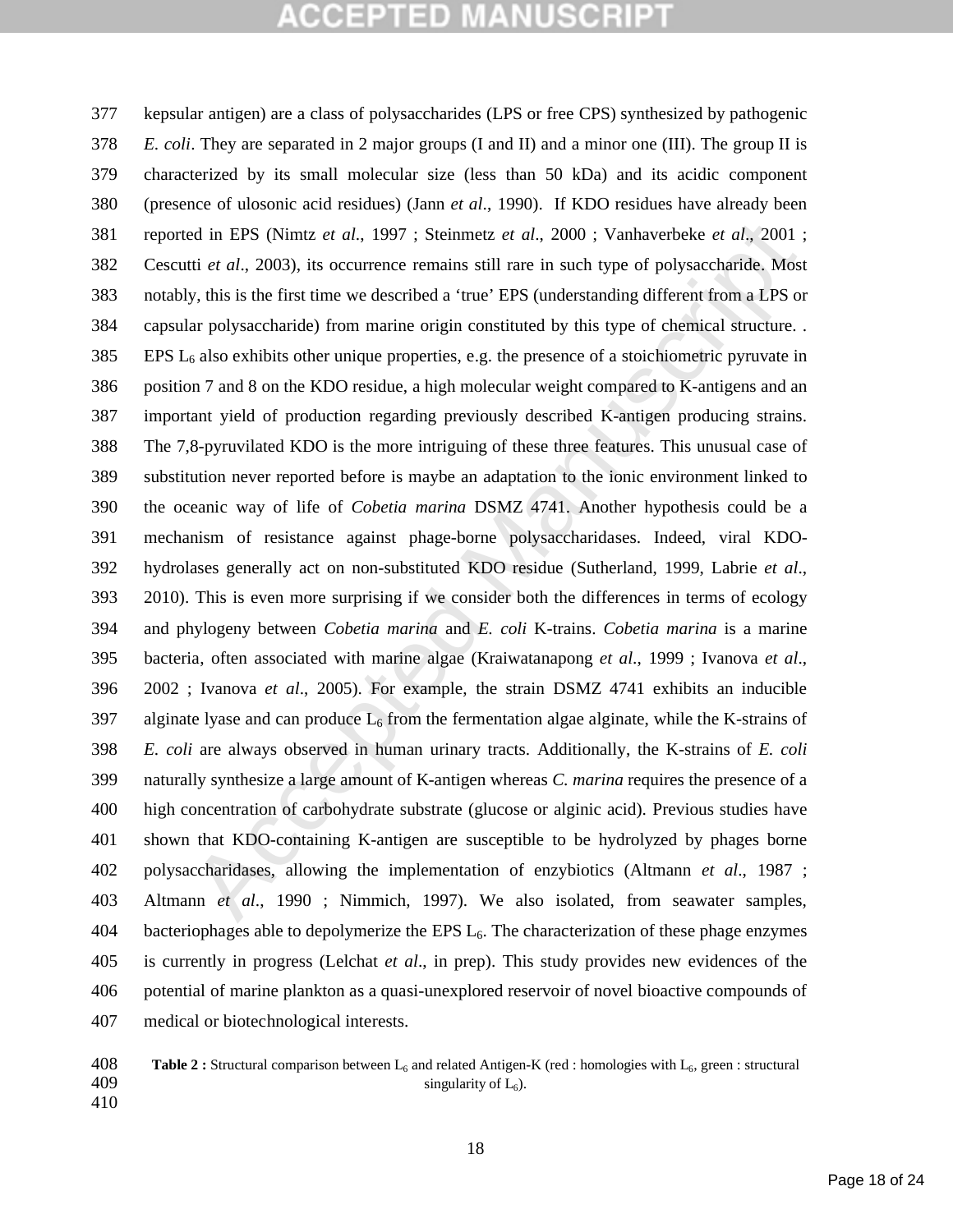kepsular antigen) are a class of polysaccharides (LPS or free CPS) synthesized by pathogenic *E. coli*. They are separated in 2 major groups (I and II) and a minor one (III). The group II is characterized by its small molecular size (less than 50 kDa) and its acidic component (presence of ulosonic acid residues) (Jann *et al*., 1990). If KDO residues have already been reported in EPS (Nimtz *et al*., 1997 ; Steinmetz *et al*., 2000 ; Vanhaverbeke *et al*., 2001 ; Cescutti *et al*., 2003), its occurrence remains still rare in such type of polysaccharide. Most notably, this is the first time we described a 'true' EPS (understanding different from a LPS or capsular polysaccharide) from marine origin constituted by this type of chemical structure. . EPS $L_6$ also exhibits other unique properties, e.g. the presence of a stoichiometric pyruvate in position 7 and 8 on the KDO residue, a high molecular weight compared to K-antigens and an important yield of production regarding previously described K-antigen producing strains. The 7,8-pyruvilated KDO is the more intriguing of these three features. This unusual case of substitution never reported before is maybe an adaptation to the ionic environment linked to the oceanic way of life of *Cobetia marina* DSMZ 4741. Another hypothesis could be a mechanism of resistance against phage-borne polysaccharidases. Indeed, viral KDO-hydrolases generally act on non-substituted KDO residue (Sutherland, 1999, Labrie *et al*., 2010). This is even more surprising if we consider both the differences in terms of ecology and phylogeny between *Cobetia marina* and *E. coli* K-trains. *Cobetia marina* is a marine bacteria, often associated with marine algae (Kraiwatanapong *et al*., 1999 ; Ivanova *et al*., 2002 ; Ivanova *et al*., 2005). For example, the strain DSMZ 4741 exhibits an inducible alginate lyase and can produce $L_6$ from the fermentation algae alginate, while the K-strains of *E. coli* are always observed in human urinary tracts. Additionally, the K-strains of *E. coli* naturally synthesize a large amount of K-antigen whereas *C. marina* requires the presence of a high concentration of carbohydrate substrate (glucose or alginic acid). Previous studies have shown that KDO-containing K-antigen are susceptible to be hydrolyzed by phages borne polysaccharidases, allowing the implementation of enzybiotics (Altmann *et al*., 1987 ; Altmann *et al*., 1990 ; Nimmich, 1997). We also isolated, from seawater samples, bacteriophages able to depolymerize the EPS $L_6$. The characterization of these phage enzymes is currently in progress (Lelchat *et al*., in prep). This study provides new evidences of the potential of marine plankton as a quasi-unexplored reservoir of novel bioactive compounds of medical or biotechnological interests.

**Table 2 :** Structural comparison between $L_6$ and related Antigen-K (red : homologies with $L_6$, green : structural singularity of $L_6$).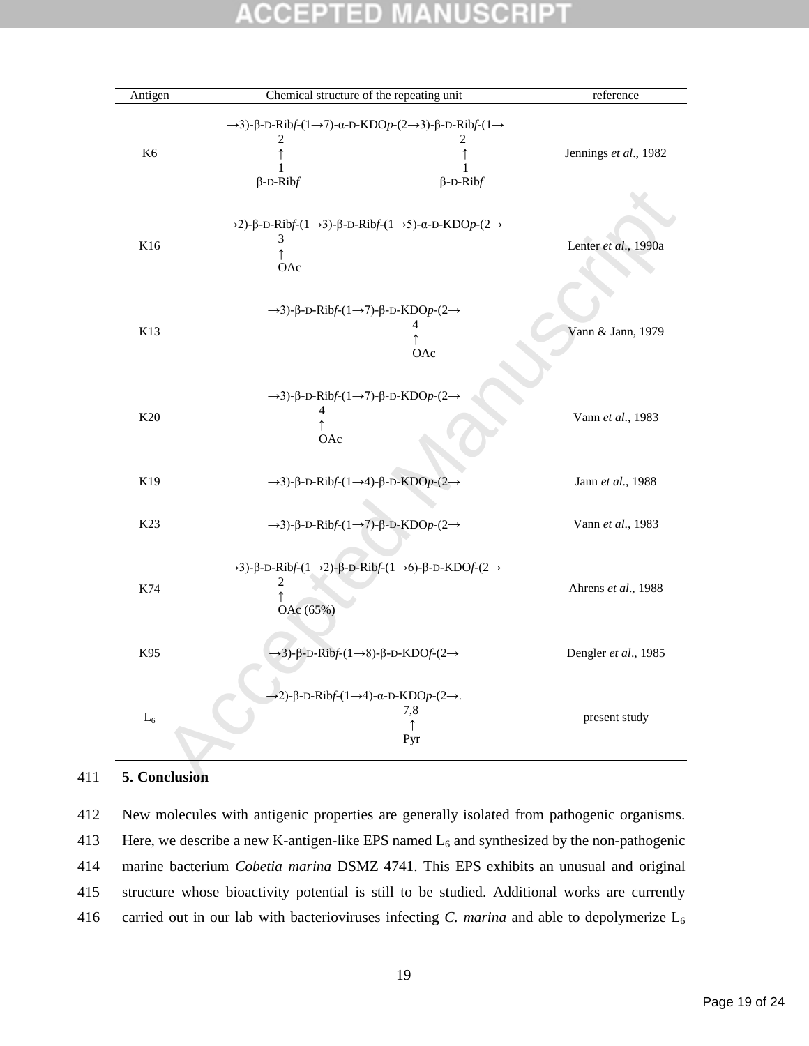| Antigen | Chemical structure of the repeating unit | reference |
|---|---|---|
| K6 | →3)-β-D-Rib*f*-(1→7)-α-D-KDO*p*-(2→3)-β-D-Rib*f*-(1→ ; both Rib*f* residues substituted at 2 by ←1)-β-D-Rib*f* | Jennings *et al*., 1982 |
| K16 | →2)-β-D-Rib*f*-(1→3)-β-D-Rib*f*-(1→5)-α-D-KDO*p*-(2→ ; 3 ← OAc on first Rib*f* | Lenter *et al*., 1990a |
| K13 | →3)-β-D-Rib*f*-(1→7)-β-D-KDO*p*-(2→ ; 4 ← OAc on KDO*p* | Vann & Jann, 1979 |
| K20 | →3)-β-D-Rib*f*-(1→7)-β-D-KDO*p*-(2→ ; 4 ← OAc on Rib*f* | Vann *et al*., 1983 |
| K19 | →3)-β-D-Rib*f*-(1→4)-β-D-KDO*p*-(2→ | Jann *et al*., 1988 |
| K23 | →3)-β-D-Rib*f*-(1→7)-β-D-KDO*p*-(2→ | Vann *et al*., 1983 |
| K74 | →3)-β-D-Rib*f*-(1→2)-β-D-Rib*f*-(1→6)-β-D-KDO*f*-(2→ ; 2 ← OAc (65%) on first Rib*f* | Ahrens *et al*., 1988 |
| K95 | →3)-β-D-Rib*f*-(1→8)-β-D-KDO*f*-(2→ | Dengler *et al*., 1985 |
| $L_6$ | →2)-β-D-Rib*f*-(1→4)-α-D-KDO*p*-(2→. ; 7,8 ← Pyr on KDO*p* | present study |

## 5. Conclusion

New molecules with antigenic properties are generally isolated from pathogenic organisms. Here, we describe a new K-antigen-like EPS named $L_6$ and synthesized by the non-pathogenic marine bacterium *Cobetia marina* DSMZ 4741. This EPS exhibits an unusual and original structure whose bioactivity potential is still to be studied. Additional works are currently carried out in our lab with bacterioviruses infecting *C. marina* and able to depolymerize $L_6$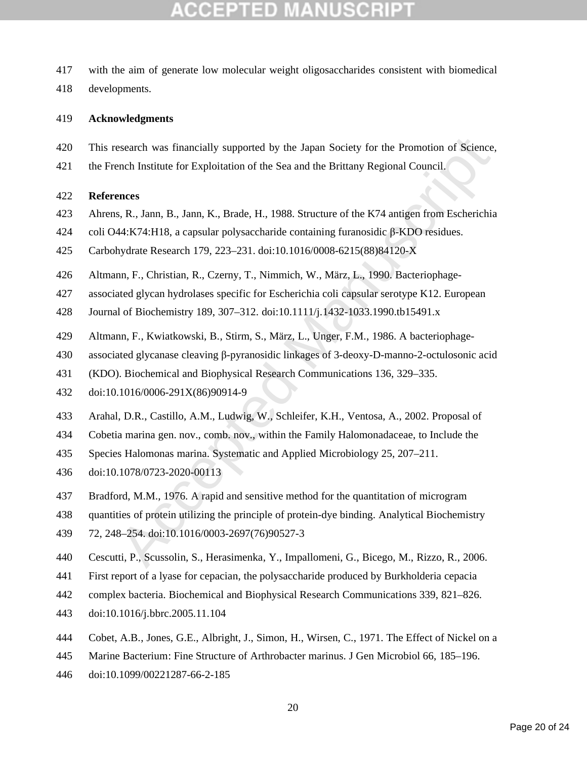with the aim of generate low molecular weight oligosaccharides consistent with biomedical developments.

## Acknowledgments

This research was financially supported by the Japan Society for the Promotion of Science, the French Institute for Exploitation of the Sea and the Brittany Regional Council.

## References

Ahrens, R., Jann, B., Jann, K., Brade, H., 1988. Structure of the K74 antigen from Escherichia coli O44:K74:H18, a capsular polysaccharide containing furanosidic β-KDO residues. Carbohydrate Research 179, 223–231. doi:10.1016/0008-6215(88)84120-X

Altmann, F., Christian, R., Czerny, T., Nimmich, W., März, L., 1990. Bacteriophage-associated glycan hydrolases specific for Escherichia coli capsular serotype K12. European Journal of Biochemistry 189, 307–312. doi:10.1111/j.1432-1033.1990.tb15491.x

Altmann, F., Kwiatkowski, B., Stirm, S., März, L., Unger, F.M., 1986. A bacteriophage-associated glycanase cleaving β-pyranosidic linkages of 3-deoxy-D-manno-2-octulosonic acid (KDO). Biochemical and Biophysical Research Communications 136, 329–335. doi:10.1016/0006-291X(86)90914-9

Arahal, D.R., Castillo, A.M., Ludwig, W., Schleifer, K.H., Ventosa, A., 2002. Proposal of Cobetia marina gen. nov., comb. nov., within the Family Halomonadaceae, to Include the Species Halomonas marina. Systematic and Applied Microbiology 25, 207–211. doi:10.1078/0723-2020-00113

Bradford, M.M., 1976. A rapid and sensitive method for the quantitation of microgram quantities of protein utilizing the principle of protein-dye binding. Analytical Biochemistry 72, 248–254. doi:10.1016/0003-2697(76)90527-3

Cescutti, P., Scussolin, S., Herasimenka, Y., Impallomeni, G., Bicego, M., Rizzo, R., 2006. First report of a lyase for cepacian, the polysaccharide produced by Burkholderia cepacia complex bacteria. Biochemical and Biophysical Research Communications 339, 821–826. doi:10.1016/j.bbrc.2005.11.104

Cobet, A.B., Jones, G.E., Albright, J., Simon, H., Wirsen, C., 1971. The Effect of Nickel on a Marine Bacterium: Fine Structure of Arthrobacter marinus. J Gen Microbiol 66, 185–196. doi:10.1099/00221287-66-2-185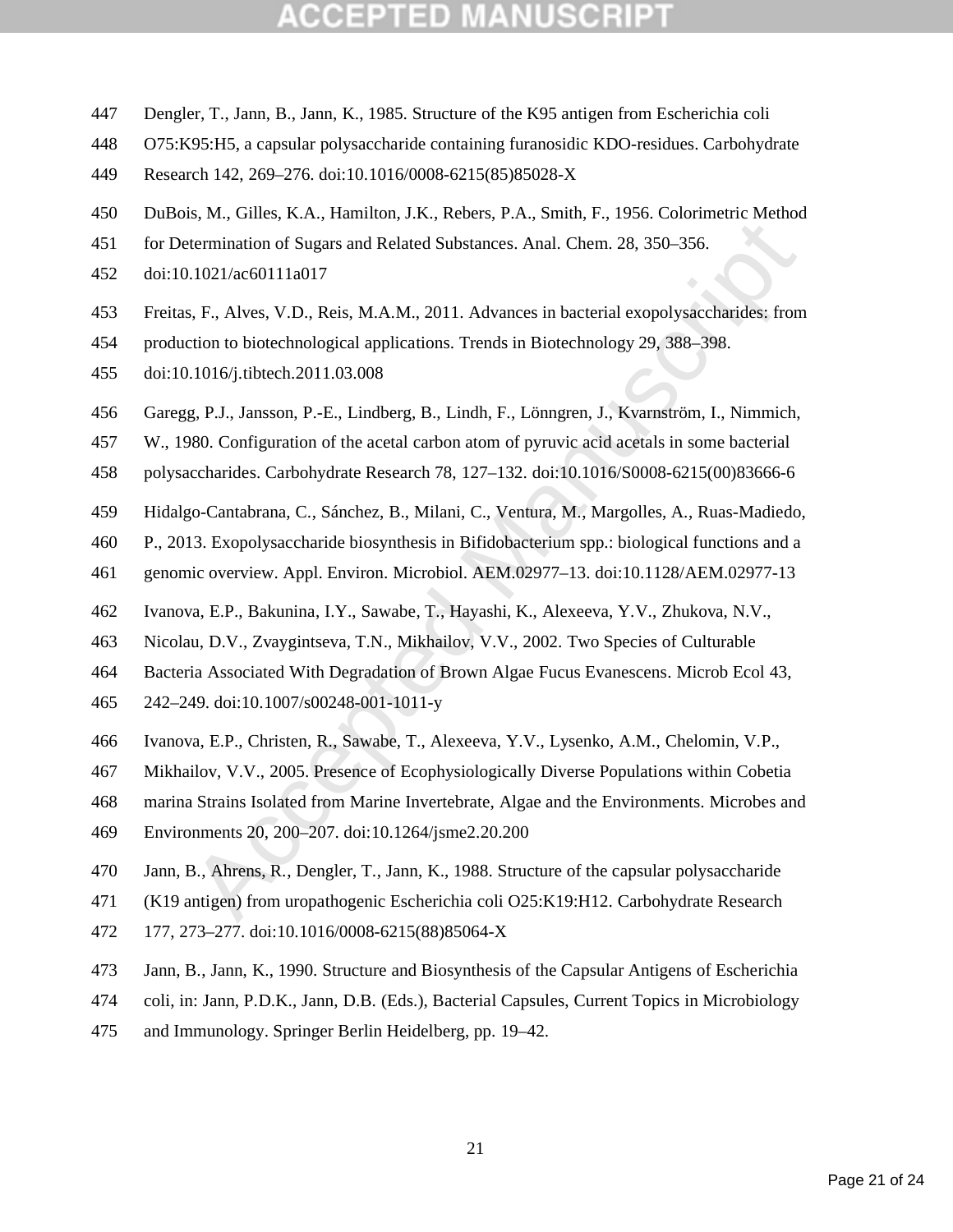Dengler, T., Jann, B., Jann, K., 1985. Structure of the K95 antigen from Escherichia coli O75:K95:H5, a capsular polysaccharide containing furanosidic KDO-residues. Carbohydrate Research 142, 269–276. doi:10.1016/0008-6215(85)85028-X

DuBois, M., Gilles, K.A., Hamilton, J.K., Rebers, P.A., Smith, F., 1956. Colorimetric Method for Determination of Sugars and Related Substances. Anal. Chem. 28, 350–356. doi:10.1021/ac60111a017

Freitas, F., Alves, V.D., Reis, M.A.M., 2011. Advances in bacterial exopolysaccharides: from production to biotechnological applications. Trends in Biotechnology 29, 388–398. doi:10.1016/j.tibtech.2011.03.008

Garegg, P.J., Jansson, P.-E., Lindberg, B., Lindh, F., Lönngren, J., Kvarnström, I., Nimmich, W., 1980. Configuration of the acetal carbon atom of pyruvic acid acetals in some bacterial polysaccharides. Carbohydrate Research 78, 127–132. doi:10.1016/S0008-6215(00)83666-6

Hidalgo-Cantabrana, C., Sánchez, B., Milani, C., Ventura, M., Margolles, A., Ruas-Madiedo, P., 2013. Exopolysaccharide biosynthesis in Bifidobacterium spp.: biological functions and a genomic overview. Appl. Environ. Microbiol. AEM.02977–13. doi:10.1128/AEM.02977-13

Ivanova, E.P., Bakunina, I.Y., Sawabe, T., Hayashi, K., Alexeeva, Y.V., Zhukova, N.V., Nicolau, D.V., Zvaygintseva, T.N., Mikhailov, V.V., 2002. Two Species of Culturable Bacteria Associated With Degradation of Brown Algae Fucus Evanescens. Microb Ecol 43, 242–249. doi:10.1007/s00248-001-1011-y

Ivanova, E.P., Christen, R., Sawabe, T., Alexeeva, Y.V., Lysenko, A.M., Chelomin, V.P., Mikhailov, V.V., 2005. Presence of Ecophysiologically Diverse Populations within Cobetia marina Strains Isolated from Marine Invertebrate, Algae and the Environments. Microbes and Environments 20, 200–207. doi:10.1264/jsme2.20.200

Jann, B., Ahrens, R., Dengler, T., Jann, K., 1988. Structure of the capsular polysaccharide (K19 antigen) from uropathogenic Escherichia coli O25:K19:H12. Carbohydrate Research 177, 273–277. doi:10.1016/0008-6215(88)85064-X

Jann, B., Jann, K., 1990. Structure and Biosynthesis of the Capsular Antigens of Escherichia coli, in: Jann, P.D.K., Jann, D.B. (Eds.), Bacterial Capsules, Current Topics in Microbiology and Immunology. Springer Berlin Heidelberg, pp. 19–42.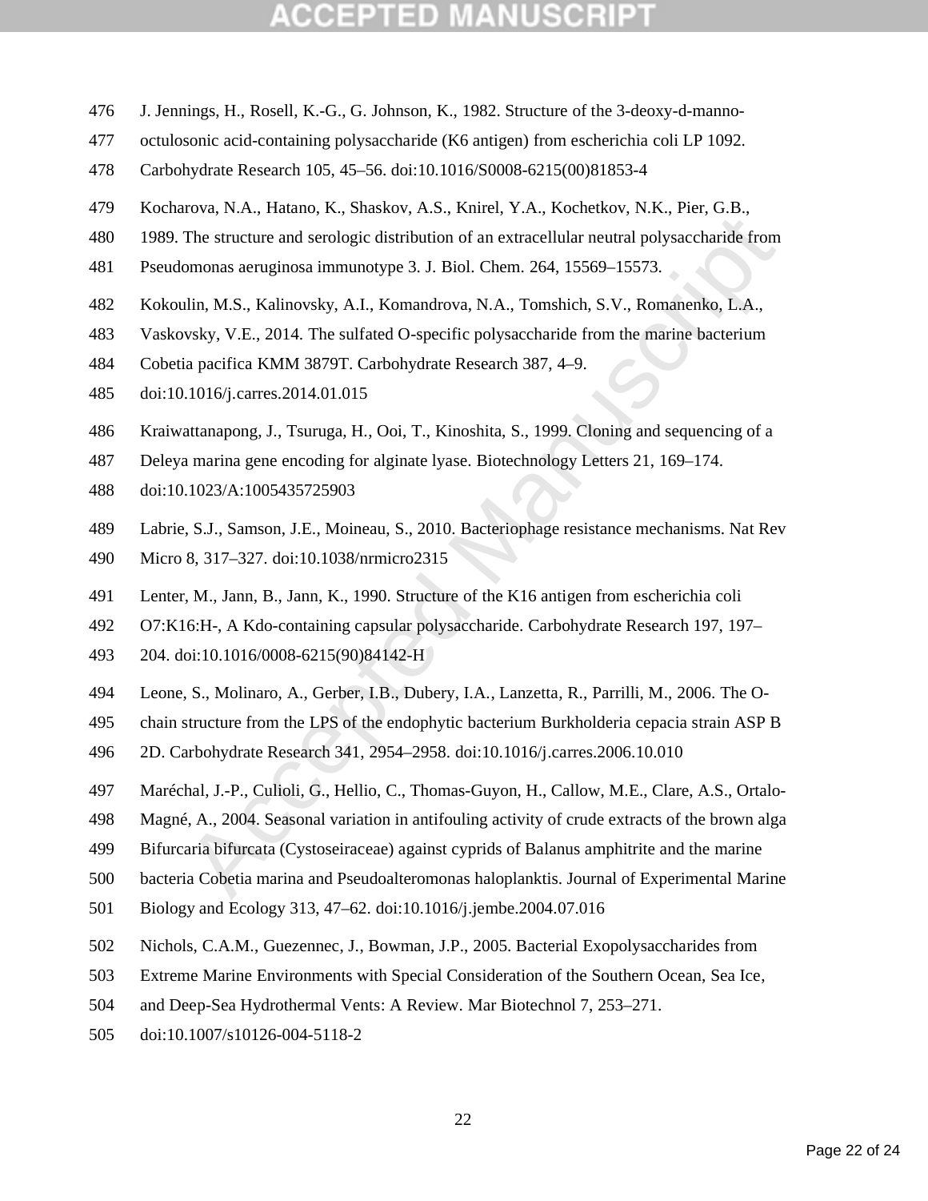J. Jennings, H., Rosell, K.-G., G. Johnson, K., 1982. Structure of the 3-deoxy-d-manno-octulosonic acid-containing polysaccharide (K6 antigen) from escherichia coli LP 1092. Carbohydrate Research 105, 45–56. doi:10.1016/S0008-6215(00)81853-4

Kocharova, N.A., Hatano, K., Shaskov, A.S., Knirel, Y.A., Kochetkov, N.K., Pier, G.B., 1989. The structure and serologic distribution of an extracellular neutral polysaccharide from Pseudomonas aeruginosa immunotype 3. J. Biol. Chem. 264, 15569–15573.

Kokoulin, M.S., Kalinovsky, A.I., Komandrova, N.A., Tomshich, S.V., Romanenko, L.A., Vaskovsky, V.E., 2014. The sulfated O-specific polysaccharide from the marine bacterium Cobetia pacifica KMM 3879T. Carbohydrate Research 387, 4–9. doi:10.1016/j.carres.2014.01.015

Kraiwattanapong, J., Tsuruga, H., Ooi, T., Kinoshita, S., 1999. Cloning and sequencing of a Deleya marina gene encoding for alginate lyase. Biotechnology Letters 21, 169–174. doi:10.1023/A:1005435725903

Labrie, S.J., Samson, J.E., Moineau, S., 2010. Bacteriophage resistance mechanisms. Nat Rev Micro 8, 317–327. doi:10.1038/nrmicro2315

Lenter, M., Jann, B., Jann, K., 1990. Structure of the K16 antigen from escherichia coli O7:K16:H-, A Kdo-containing capsular polysaccharide. Carbohydrate Research 197, 197–204. doi:10.1016/0008-6215(90)84142-H

Leone, S., Molinaro, A., Gerber, I.B., Dubery, I.A., Lanzetta, R., Parrilli, M., 2006. The O-chain structure from the LPS of the endophytic bacterium Burkholderia cepacia strain ASP B 2D. Carbohydrate Research 341, 2954–2958. doi:10.1016/j.carres.2006.10.010

Maréchal, J.-P., Culioli, G., Hellio, C., Thomas-Guyon, H., Callow, M.E., Clare, A.S., Ortalo-Magné, A., 2004. Seasonal variation in antifouling activity of crude extracts of the brown alga Bifurcaria bifurcata (Cystoseiraceae) against cyprids of Balanus amphitrite and the marine bacteria Cobetia marina and Pseudoalteromonas haloplanktis. Journal of Experimental Marine Biology and Ecology 313, 47–62. doi:10.1016/j.jembe.2004.07.016

Nichols, C.A.M., Guezennec, J., Bowman, J.P., 2005. Bacterial Exopolysaccharides from Extreme Marine Environments with Special Consideration of the Southern Ocean, Sea Ice, and Deep-Sea Hydrothermal Vents: A Review. Mar Biotechnol 7, 253–271. doi:10.1007/s10126-004-5118-2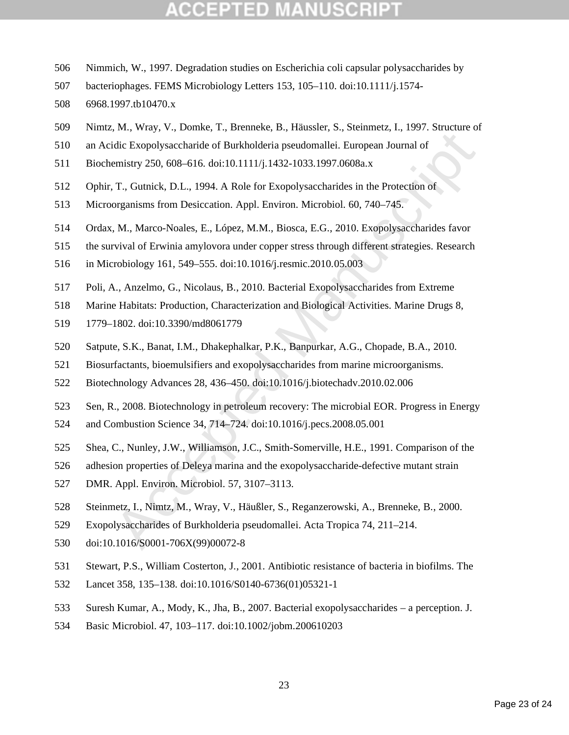Nimmich, W., 1997. Degradation studies on Escherichia coli capsular polysaccharides by bacteriophages. FEMS Microbiology Letters 153, 105–110. doi:10.1111/j.1574-6968.1997.tb10470.x

Nimtz, M., Wray, V., Domke, T., Brenneke, B., Häussler, S., Steinmetz, I., 1997. Structure of an Acidic Exopolysaccharide of Burkholderia pseudomallei. European Journal of Biochemistry 250, 608–616. doi:10.1111/j.1432-1033.1997.0608a.x

Ophir, T., Gutnick, D.L., 1994. A Role for Exopolysaccharides in the Protection of Microorganisms from Desiccation. Appl. Environ. Microbiol. 60, 740–745.

Ordax, M., Marco-Noales, E., López, M.M., Biosca, E.G., 2010. Exopolysaccharides favor the survival of Erwinia amylovora under copper stress through different strategies. Research in Microbiology 161, 549–555. doi:10.1016/j.resmic.2010.05.003

Poli, A., Anzelmo, G., Nicolaus, B., 2010. Bacterial Exopolysaccharides from Extreme Marine Habitats: Production, Characterization and Biological Activities. Marine Drugs 8, 1779–1802. doi:10.3390/md8061779

Satpute, S.K., Banat, I.M., Dhakephalkar, P.K., Banpurkar, A.G., Chopade, B.A., 2010. Biosurfactants, bioemulsifiers and exopolysaccharides from marine microorganisms. Biotechnology Advances 28, 436–450. doi:10.1016/j.biotechadv.2010.02.006

Sen, R., 2008. Biotechnology in petroleum recovery: The microbial EOR. Progress in Energy and Combustion Science 34, 714–724. doi:10.1016/j.pecs.2008.05.001

Shea, C., Nunley, J.W., Williamson, J.C., Smith-Somerville, H.E., 1991. Comparison of the adhesion properties of Deleya marina and the exopolysaccharide-defective mutant strain DMR. Appl. Environ. Microbiol. 57, 3107–3113.

Steinmetz, I., Nimtz, M., Wray, V., Häußler, S., Reganzerowski, A., Brenneke, B., 2000. Exopolysaccharides of Burkholderia pseudomallei. Acta Tropica 74, 211–214. doi:10.1016/S0001-706X(99)00072-8

Stewart, P.S., William Costerton, J., 2001. Antibiotic resistance of bacteria in biofilms. The Lancet 358, 135–138. doi:10.1016/S0140-6736(01)05321-1

Suresh Kumar, A., Mody, K., Jha, B., 2007. Bacterial exopolysaccharides – a perception. J. Basic Microbiol. 47, 103–117. doi:10.1002/jobm.200610203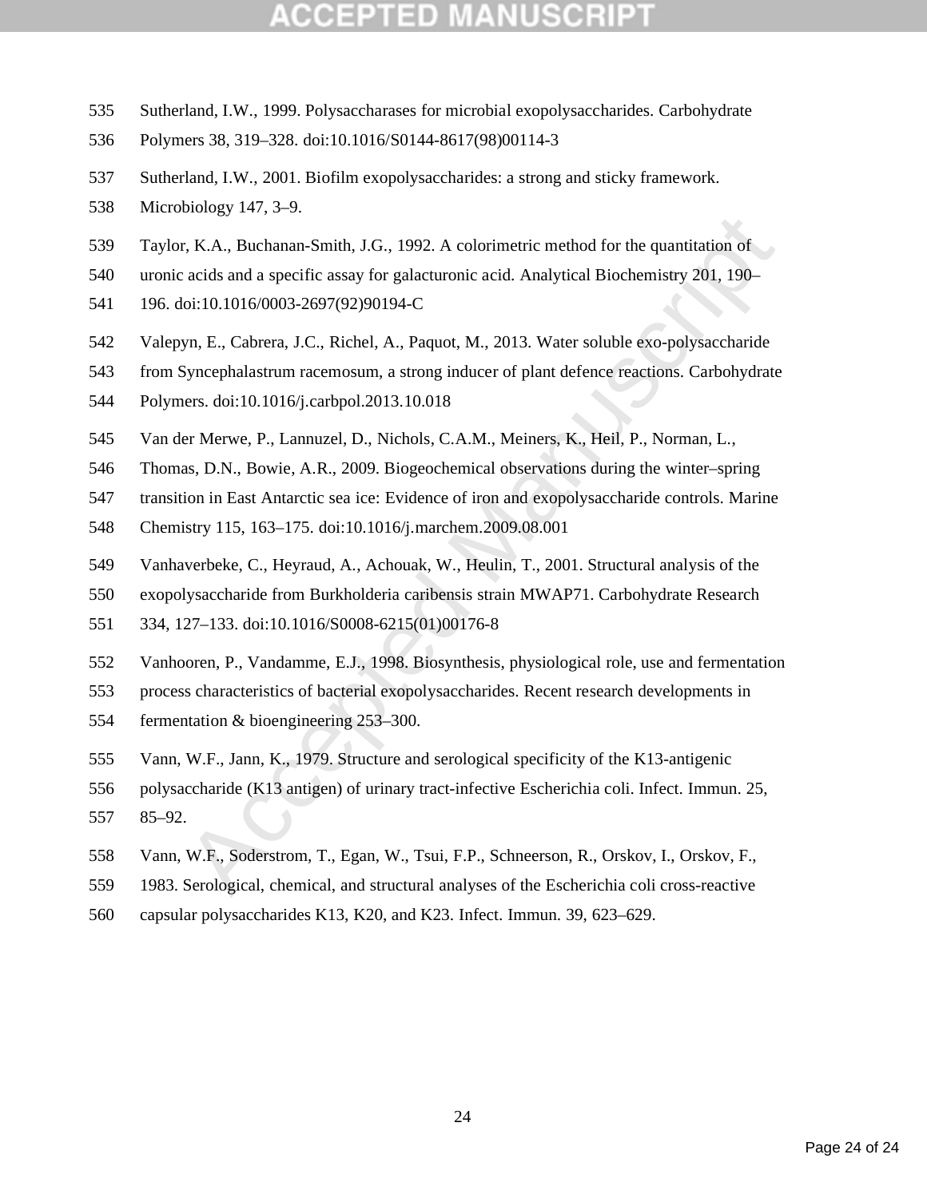Sutherland, I.W., 1999. Polysaccharases for microbial exopolysaccharides. Carbohydrate Polymers 38, 319–328. doi:10.1016/S0144-8617(98)00114-3

Sutherland, I.W., 2001. Biofilm exopolysaccharides: a strong and sticky framework. Microbiology 147, 3–9.

Taylor, K.A., Buchanan-Smith, J.G., 1992. A colorimetric method for the quantitation of uronic acids and a specific assay for galacturonic acid. Analytical Biochemistry 201, 190–196. doi:10.1016/0003-2697(92)90194-C

Valepyn, E., Cabrera, J.C., Richel, A., Paquot, M., 2013. Water soluble exo-polysaccharide from Syncephalastrum racemosum, a strong inducer of plant defence reactions. Carbohydrate Polymers. doi:10.1016/j.carbpol.2013.10.018

Van der Merwe, P., Lannuzel, D., Nichols, C.A.M., Meiners, K., Heil, P., Norman, L., Thomas, D.N., Bowie, A.R., 2009. Biogeochemical observations during the winter–spring transition in East Antarctic sea ice: Evidence of iron and exopolysaccharide controls. Marine Chemistry 115, 163–175. doi:10.1016/j.marchem.2009.08.001

Vanhaverbeke, C., Heyraud, A., Achouak, W., Heulin, T., 2001. Structural analysis of the exopolysaccharide from Burkholderia caribensis strain MWAP71. Carbohydrate Research 334, 127–133. doi:10.1016/S0008-6215(01)00176-8

Vanhooren, P., Vandamme, E.J., 1998. Biosynthesis, physiological role, use and fermentation process characteristics of bacterial exopolysaccharides. Recent research developments in fermentation & bioengineering 253–300.

Vann, W.F., Jann, K., 1979. Structure and serological specificity of the K13-antigenic polysaccharide (K13 antigen) of urinary tract-infective Escherichia coli. Infect. Immun. 25, 85–92.

Vann, W.F., Soderstrom, T., Egan, W., Tsui, F.P., Schneerson, R., Orskov, I., Orskov, F., 1983. Serological, chemical, and structural analyses of the Escherichia coli cross-reactive capsular polysaccharides K13, K20, and K23. Infect. Immun. 39, 623–629.